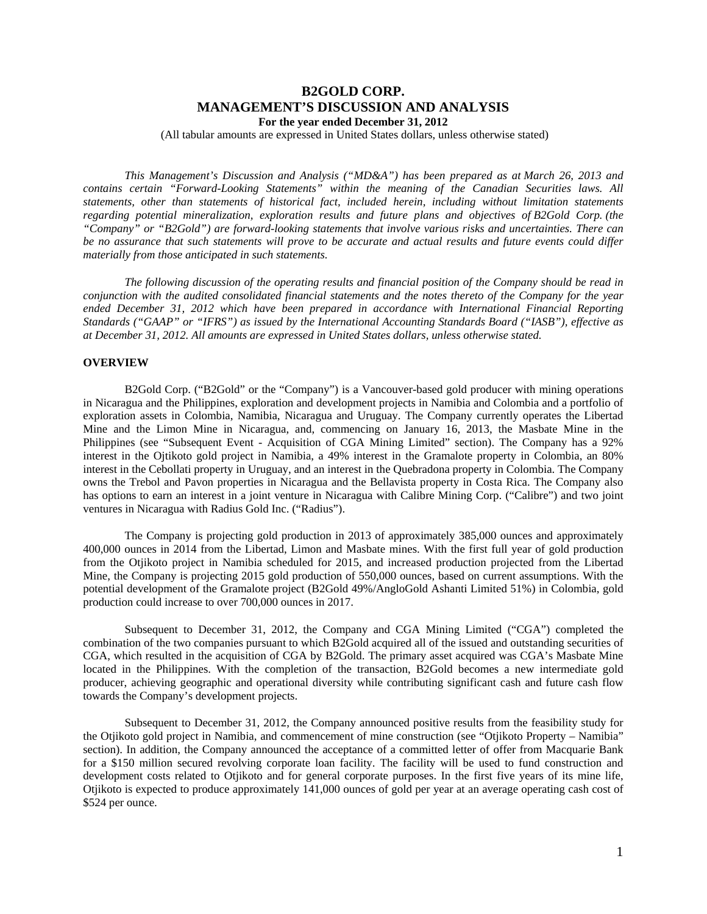# B2GOLD CORP.
# MANAGEMENT'S DISCUSSION AND ANALYSIS

**For the year ended December 31, 2012**

(All tabular amounts are expressed in United States dollars, unless otherwise stated)

*This Management's Discussion and Analysis ("MD&A") has been prepared as at March 26, 2013 and contains certain "Forward-Looking Statements" within the meaning of the Canadian Securities laws. All statements, other than statements of historical fact, included herein, including without limitation statements regarding potential mineralization, exploration results and future plans and objectives of B2Gold Corp. (the "Company" or "B2Gold") are forward-looking statements that involve various risks and uncertainties. There can be no assurance that such statements will prove to be accurate and actual results and future events could differ materially from those anticipated in such statements.*

*The following discussion of the operating results and financial position of the Company should be read in conjunction with the audited consolidated financial statements and the notes thereto of the Company for the year ended December 31, 2012 which have been prepared in accordance with International Financial Reporting Standards ("GAAP" or "IFRS") as issued by the International Accounting Standards Board ("IASB"), effective as at December 31, 2012. All amounts are expressed in United States dollars, unless otherwise stated.*

## OVERVIEW

B2Gold Corp. ("B2Gold" or the "Company") is a Vancouver-based gold producer with mining operations in Nicaragua and the Philippines, exploration and development projects in Namibia and Colombia and a portfolio of exploration assets in Colombia, Namibia, Nicaragua and Uruguay. The Company currently operates the Libertad Mine and the Limon Mine in Nicaragua, and, commencing on January 16, 2013, the Masbate Mine in the Philippines (see "Subsequent Event - Acquisition of CGA Mining Limited" section). The Company has a 92% interest in the Ojtikoto gold project in Namibia, a 49% interest in the Gramalote property in Colombia, an 80% interest in the Cebollati property in Uruguay, and an interest in the Quebradona property in Colombia. The Company owns the Trebol and Pavon properties in Nicaragua and the Bellavista property in Costa Rica. The Company also has options to earn an interest in a joint venture in Nicaragua with Calibre Mining Corp. ("Calibre") and two joint ventures in Nicaragua with Radius Gold Inc. ("Radius").

The Company is projecting gold production in 2013 of approximately 385,000 ounces and approximately 400,000 ounces in 2014 from the Libertad, Limon and Masbate mines. With the first full year of gold production from the Otjikoto project in Namibia scheduled for 2015, and increased production projected from the Libertad Mine, the Company is projecting 2015 gold production of 550,000 ounces, based on current assumptions. With the potential development of the Gramalote project (B2Gold 49%/AngloGold Ashanti Limited 51%) in Colombia, gold production could increase to over 700,000 ounces in 2017.

Subsequent to December 31, 2012, the Company and CGA Mining Limited ("CGA") completed the combination of the two companies pursuant to which B2Gold acquired all of the issued and outstanding securities of CGA, which resulted in the acquisition of CGA by B2Gold. The primary asset acquired was CGA's Masbate Mine located in the Philippines. With the completion of the transaction, B2Gold becomes a new intermediate gold producer, achieving geographic and operational diversity while contributing significant cash and future cash flow towards the Company's development projects.

Subsequent to December 31, 2012, the Company announced positive results from the feasibility study for the Otjikoto gold project in Namibia, and commencement of mine construction (see "Otjikoto Property – Namibia" section). In addition, the Company announced the acceptance of a committed letter of offer from Macquarie Bank for a $150 million secured revolving corporate loan facility. The facility will be used to fund construction and development costs related to Otjikoto and for general corporate purposes. In the first five years of its mine life, Otjikoto is expected to produce approximately 141,000 ounces of gold per year at an average operating cash cost of $524 per ounce.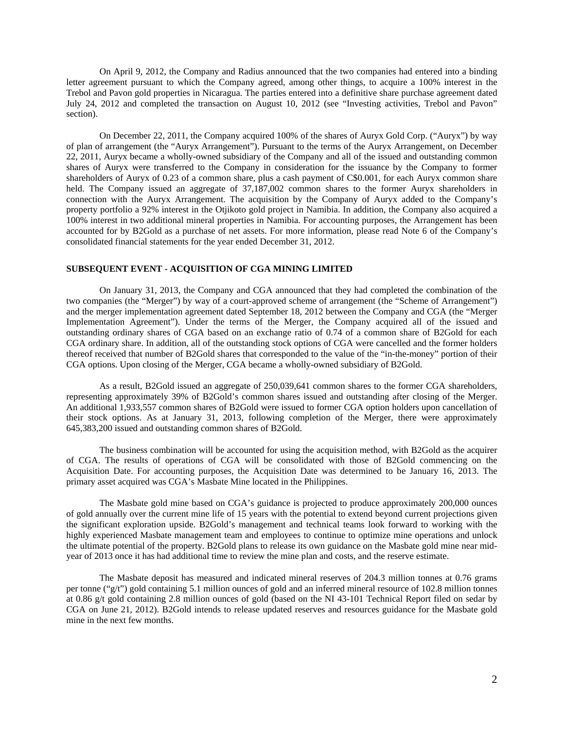On April 9, 2012, the Company and Radius announced that the two companies had entered into a binding letter agreement pursuant to which the Company agreed, among other things, to acquire a 100% interest in the Trebol and Pavon gold properties in Nicaragua. The parties entered into a definitive share purchase agreement dated July 24, 2012 and completed the transaction on August 10, 2012 (see "Investing activities, Trebol and Pavon" section).

On December 22, 2011, the Company acquired 100% of the shares of Auryx Gold Corp. ("Auryx") by way of plan of arrangement (the "Auryx Arrangement"). Pursuant to the terms of the Auryx Arrangement, on December 22, 2011, Auryx became a wholly-owned subsidiary of the Company and all of the issued and outstanding common shares of Auryx were transferred to the Company in consideration for the issuance by the Company to former shareholders of Auryx of 0.23 of a common share, plus a cash payment of C$0.001, for each Auryx common share held. The Company issued an aggregate of 37,187,002 common shares to the former Auryx shareholders in connection with the Auryx Arrangement. The acquisition by the Company of Auryx added to the Company's property portfolio a 92% interest in the Otjikoto gold project in Namibia. In addition, the Company also acquired a 100% interest in two additional mineral properties in Namibia. For accounting purposes, the Arrangement has been accounted for by B2Gold as a purchase of net assets. For more information, please read Note 6 of the Company's consolidated financial statements for the year ended December 31, 2012.

## SUBSEQUENT EVENT - ACQUISITION OF CGA MINING LIMITED

On January 31, 2013, the Company and CGA announced that they had completed the combination of the two companies (the "Merger") by way of a court-approved scheme of arrangement (the "Scheme of Arrangement") and the merger implementation agreement dated September 18, 2012 between the Company and CGA (the "Merger Implementation Agreement"). Under the terms of the Merger, the Company acquired all of the issued and outstanding ordinary shares of CGA based on an exchange ratio of 0.74 of a common share of B2Gold for each CGA ordinary share. In addition, all of the outstanding stock options of CGA were cancelled and the former holders thereof received that number of B2Gold shares that corresponded to the value of the "in-the-money" portion of their CGA options. Upon closing of the Merger, CGA became a wholly-owned subsidiary of B2Gold.

As a result, B2Gold issued an aggregate of 250,039,641 common shares to the former CGA shareholders, representing approximately 39% of B2Gold's common shares issued and outstanding after closing of the Merger. An additional 1,933,557 common shares of B2Gold were issued to former CGA option holders upon cancellation of their stock options. As at January 31, 2013, following completion of the Merger, there were approximately 645,383,200 issued and outstanding common shares of B2Gold.

The business combination will be accounted for using the acquisition method, with B2Gold as the acquirer of CGA. The results of operations of CGA will be consolidated with those of B2Gold commencing on the Acquisition Date. For accounting purposes, the Acquisition Date was determined to be January 16, 2013. The primary asset acquired was CGA's Masbate Mine located in the Philippines.

The Masbate gold mine based on CGA's guidance is projected to produce approximately 200,000 ounces of gold annually over the current mine life of 15 years with the potential to extend beyond current projections given the significant exploration upside. B2Gold's management and technical teams look forward to working with the highly experienced Masbate management team and employees to continue to optimize mine operations and unlock the ultimate potential of the property. B2Gold plans to release its own guidance on the Masbate gold mine near mid-year of 2013 once it has had additional time to review the mine plan and costs, and the reserve estimate.

The Masbate deposit has measured and indicated mineral reserves of 204.3 million tonnes at 0.76 grams per tonne ("g/t") gold containing 5.1 million ounces of gold and an inferred mineral resource of 102.8 million tonnes at 0.86 g/t gold containing 2.8 million ounces of gold (based on the NI 43-101 Technical Report filed on sedar by CGA on June 21, 2012). B2Gold intends to release updated reserves and resources guidance for the Masbate gold mine in the next few months.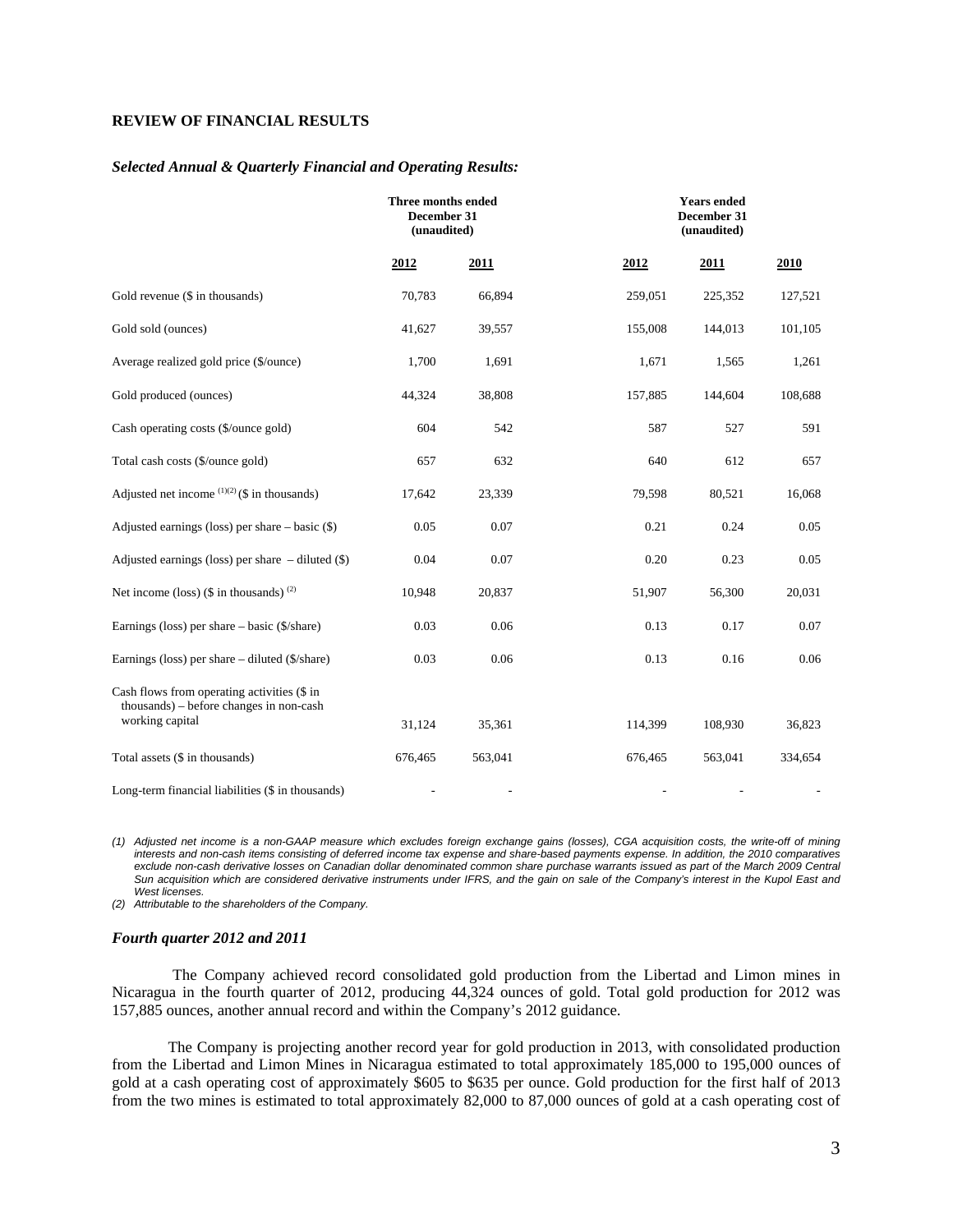## REVIEW OF FINANCIAL RESULTS

### *Selected Annual & Quarterly Financial and Operating Results:*

| | Three months ended December 31 (unaudited) | | Years ended December 31 (unaudited) | | |
|---|---|---|---|---|---|
| | **2012** | **2011** | **2012** | **2011** | **2010** |
| Gold revenue ($ in thousands) | 70,783 | 66,894 | 259,051 | 225,352 | 127,521 |
| Gold sold (ounces) | 41,627 | 39,557 | 155,008 | 144,013 | 101,105 |
| Average realized gold price ($/ounce) | 1,700 | 1,691 | 1,671 | 1,565 | 1,261 |
| Gold produced (ounces) | 44,324 | 38,808 | 157,885 | 144,604 | 108,688 |
| Cash operating costs ($/ounce gold) | 604 | 542 | 587 | 527 | 591 |
| Total cash costs ($/ounce gold) | 657 | 632 | 640 | 612 | 657 |
| Adjusted net income [(1)(2)] ($ in thousands) | 17,642 | 23,339 | 79,598 | 80,521 | 16,068 |
| Adjusted earnings (loss) per share – basic ($) | 0.05 | 0.07 | 0.21 | 0.24 | 0.05 |
| Adjusted earnings (loss) per share – diluted ($) | 0.04 | 0.07 | 0.20 | 0.23 | 0.05 |
| Net income (loss) ($ in thousands) [(2)] | 10,948 | 20,837 | 51,907 | 56,300 | 20,031 |
| Earnings (loss) per share – basic ($/share) | 0.03 | 0.06 | 0.13 | 0.17 | 0.07 |
| Earnings (loss) per share – diluted ($/share) | 0.03 | 0.06 | 0.13 | 0.16 | 0.06 |
| Cash flows from operating activities ($ in thousands) – before changes in non-cash working capital | 31,124 | 35,361 | 114,399 | 108,930 | 36,823 |
| Total assets ($ in thousands) | 676,465 | 563,041 | 676,465 | 563,041 | 334,654 |
| Long-term financial liabilities ($ in thousands) | - | - | - | - | - |

*(1) Adjusted net income is a non-GAAP measure which excludes foreign exchange gains (losses), CGA acquisition costs, the write-off of mining interests and non-cash items consisting of deferred income tax expense and share-based payments expense. In addition, the 2010 comparatives exclude non-cash derivative losses on Canadian dollar denominated common share purchase warrants issued as part of the March 2009 Central Sun acquisition which are considered derivative instruments under IFRS, and the gain on sale of the Company's interest in the Kupol East and West licenses.*

*(2) Attributable to the shareholders of the Company.*

### *Fourth quarter 2012 and 2011*

The Company achieved record consolidated gold production from the Libertad and Limon mines in Nicaragua in the fourth quarter of 2012, producing 44,324 ounces of gold. Total gold production for 2012 was 157,885 ounces, another annual record and within the Company's 2012 guidance.

The Company is projecting another record year for gold production in 2013, with consolidated production from the Libertad and Limon Mines in Nicaragua estimated to total approximately 185,000 to 195,000 ounces of gold at a cash operating cost of approximately $605 to $635 per ounce. Gold production for the first half of 2013 from the two mines is estimated to total approximately 82,000 to 87,000 ounces of gold at a cash operating cost of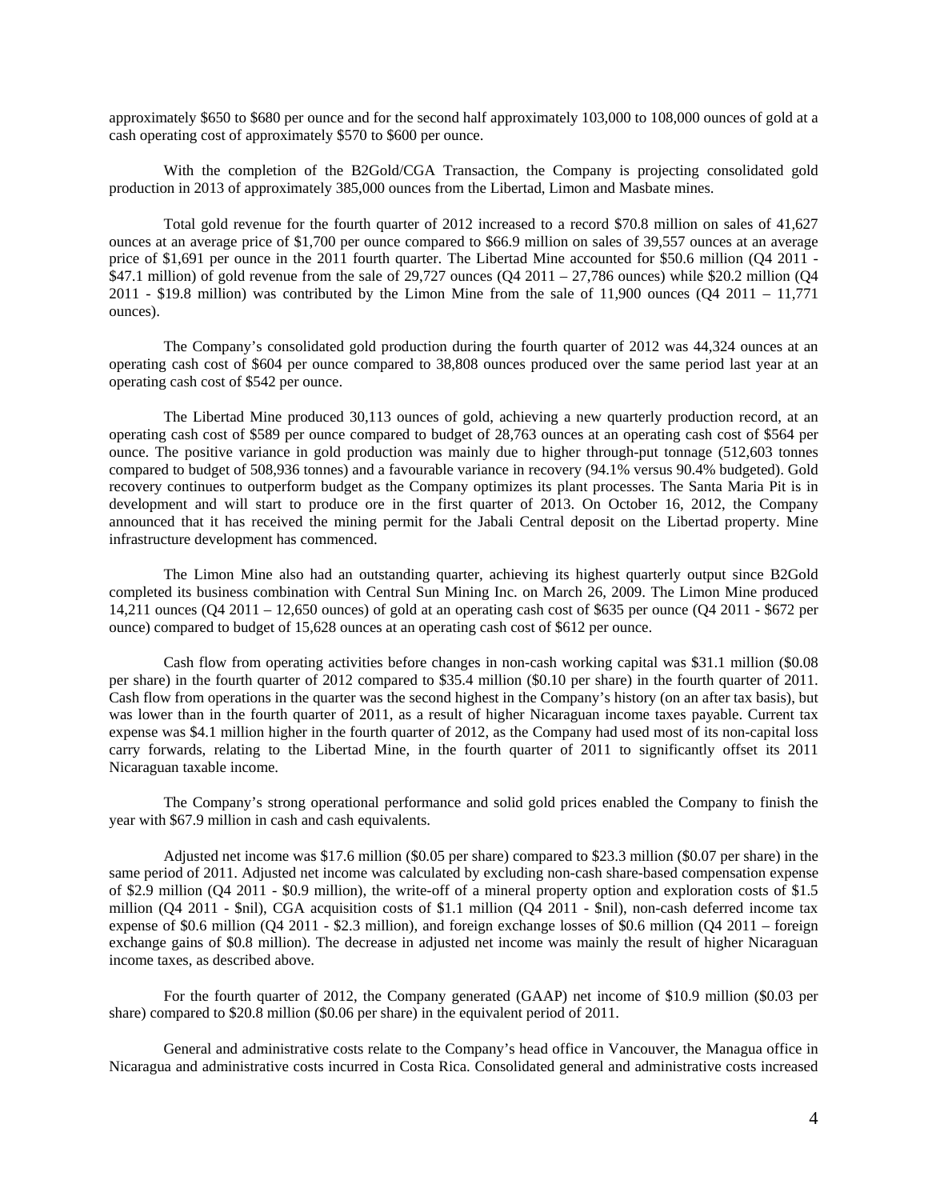approximately \$650 to \$680 per ounce and for the second half approximately 103,000 to 108,000 ounces of gold at a cash operating cost of approximately \$570 to \$600 per ounce.

With the completion of the B2Gold/CGA Transaction, the Company is projecting consolidated gold production in 2013 of approximately 385,000 ounces from the Libertad, Limon and Masbate mines.

Total gold revenue for the fourth quarter of 2012 increased to a record \$70.8 million on sales of 41,627 ounces at an average price of \$1,700 per ounce compared to \$66.9 million on sales of 39,557 ounces at an average price of \$1,691 per ounce in the 2011 fourth quarter. The Libertad Mine accounted for \$50.6 million (Q4 2011 - \$47.1 million) of gold revenue from the sale of 29,727 ounces (Q4 2011 – 27,786 ounces) while \$20.2 million (Q4 2011 - \$19.8 million) was contributed by the Limon Mine from the sale of 11,900 ounces (Q4 2011 – 11,771 ounces).

The Company's consolidated gold production during the fourth quarter of 2012 was 44,324 ounces at an operating cash cost of \$604 per ounce compared to 38,808 ounces produced over the same period last year at an operating cash cost of \$542 per ounce.

The Libertad Mine produced 30,113 ounces of gold, achieving a new quarterly production record, at an operating cash cost of \$589 per ounce compared to budget of 28,763 ounces at an operating cash cost of \$564 per ounce. The positive variance in gold production was mainly due to higher through-put tonnage (512,603 tonnes compared to budget of 508,936 tonnes) and a favourable variance in recovery (94.1% versus 90.4% budgeted). Gold recovery continues to outperform budget as the Company optimizes its plant processes. The Santa Maria Pit is in development and will start to produce ore in the first quarter of 2013. On October 16, 2012, the Company announced that it has received the mining permit for the Jabali Central deposit on the Libertad property. Mine infrastructure development has commenced.

The Limon Mine also had an outstanding quarter, achieving its highest quarterly output since B2Gold completed its business combination with Central Sun Mining Inc. on March 26, 2009. The Limon Mine produced 14,211 ounces (Q4 2011 – 12,650 ounces) of gold at an operating cash cost of \$635 per ounce (Q4 2011 - \$672 per ounce) compared to budget of 15,628 ounces at an operating cash cost of \$612 per ounce.

Cash flow from operating activities before changes in non-cash working capital was \$31.1 million (\$0.08 per share) in the fourth quarter of 2012 compared to \$35.4 million (\$0.10 per share) in the fourth quarter of 2011. Cash flow from operations in the quarter was the second highest in the Company's history (on an after tax basis), but was lower than in the fourth quarter of 2011, as a result of higher Nicaraguan income taxes payable. Current tax expense was \$4.1 million higher in the fourth quarter of 2012, as the Company had used most of its non-capital loss carry forwards, relating to the Libertad Mine, in the fourth quarter of 2011 to significantly offset its 2011 Nicaraguan taxable income.

The Company's strong operational performance and solid gold prices enabled the Company to finish the year with \$67.9 million in cash and cash equivalents.

Adjusted net income was \$17.6 million (\$0.05 per share) compared to \$23.3 million (\$0.07 per share) in the same period of 2011. Adjusted net income was calculated by excluding non-cash share-based compensation expense of \$2.9 million (Q4 2011 - \$0.9 million), the write-off of a mineral property option and exploration costs of \$1.5 million (Q4 2011 - \$nil), CGA acquisition costs of \$1.1 million (Q4 2011 - \$nil), non-cash deferred income tax expense of \$0.6 million (Q4 2011 - \$2.3 million), and foreign exchange losses of \$0.6 million (Q4 2011 – foreign exchange gains of \$0.8 million). The decrease in adjusted net income was mainly the result of higher Nicaraguan income taxes, as described above.

For the fourth quarter of 2012, the Company generated (GAAP) net income of \$10.9 million (\$0.03 per share) compared to \$20.8 million (\$0.06 per share) in the equivalent period of 2011.

General and administrative costs relate to the Company's head office in Vancouver, the Managua office in Nicaragua and administrative costs incurred in Costa Rica. Consolidated general and administrative costs increased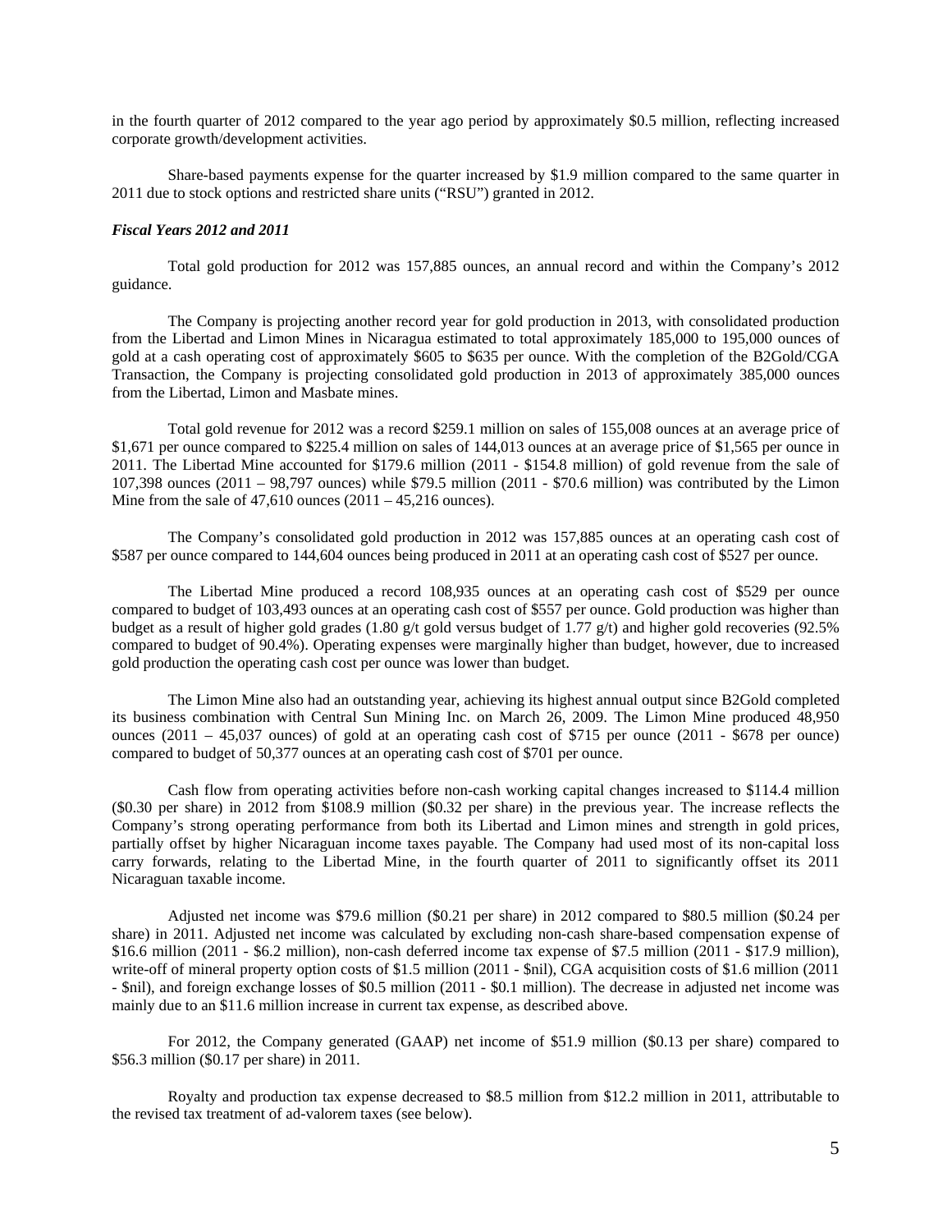in the fourth quarter of 2012 compared to the year ago period by approximately $0.5 million, reflecting increased corporate growth/development activities.

Share-based payments expense for the quarter increased by $1.9 million compared to the same quarter in 2011 due to stock options and restricted share units ("RSU") granted in 2012.

### *Fiscal Years 2012 and 2011*

Total gold production for 2012 was 157,885 ounces, an annual record and within the Company's 2012 guidance.

The Company is projecting another record year for gold production in 2013, with consolidated production from the Libertad and Limon Mines in Nicaragua estimated to total approximately 185,000 to 195,000 ounces of gold at a cash operating cost of approximately $605 to $635 per ounce. With the completion of the B2Gold/CGA Transaction, the Company is projecting consolidated gold production in 2013 of approximately 385,000 ounces from the Libertad, Limon and Masbate mines.

Total gold revenue for 2012 was a record $259.1 million on sales of 155,008 ounces at an average price of $1,671 per ounce compared to $225.4 million on sales of 144,013 ounces at an average price of $1,565 per ounce in 2011. The Libertad Mine accounted for $179.6 million (2011 - $154.8 million) of gold revenue from the sale of 107,398 ounces (2011 – 98,797 ounces) while $79.5 million (2011 - $70.6 million) was contributed by the Limon Mine from the sale of 47,610 ounces (2011 – 45,216 ounces).

The Company's consolidated gold production in 2012 was 157,885 ounces at an operating cash cost of $587 per ounce compared to 144,604 ounces being produced in 2011 at an operating cash cost of $527 per ounce.

The Libertad Mine produced a record 108,935 ounces at an operating cash cost of $529 per ounce compared to budget of 103,493 ounces at an operating cash cost of $557 per ounce. Gold production was higher than budget as a result of higher gold grades (1.80 g/t gold versus budget of 1.77 g/t) and higher gold recoveries (92.5% compared to budget of 90.4%). Operating expenses were marginally higher than budget, however, due to increased gold production the operating cash cost per ounce was lower than budget.

The Limon Mine also had an outstanding year, achieving its highest annual output since B2Gold completed its business combination with Central Sun Mining Inc. on March 26, 2009. The Limon Mine produced 48,950 ounces (2011 – 45,037 ounces) of gold at an operating cash cost of $715 per ounce (2011 - $678 per ounce) compared to budget of 50,377 ounces at an operating cash cost of $701 per ounce.

Cash flow from operating activities before non-cash working capital changes increased to $114.4 million ($0.30 per share) in 2012 from $108.9 million ($0.32 per share) in the previous year. The increase reflects the Company's strong operating performance from both its Libertad and Limon mines and strength in gold prices, partially offset by higher Nicaraguan income taxes payable. The Company had used most of its non-capital loss carry forwards, relating to the Libertad Mine, in the fourth quarter of 2011 to significantly offset its 2011 Nicaraguan taxable income.

Adjusted net income was $79.6 million ($0.21 per share) in 2012 compared to $80.5 million ($0.24 per share) in 2011. Adjusted net income was calculated by excluding non-cash share-based compensation expense of $16.6 million (2011 - $6.2 million), non-cash deferred income tax expense of $7.5 million (2011 - $17.9 million), write-off of mineral property option costs of $1.5 million (2011 - $nil), CGA acquisition costs of $1.6 million (2011 - $nil), and foreign exchange losses of $0.5 million (2011 - $0.1 million). The decrease in adjusted net income was mainly due to an $11.6 million increase in current tax expense, as described above.

For 2012, the Company generated (GAAP) net income of $51.9 million ($0.13 per share) compared to $56.3 million ($0.17 per share) in 2011.

Royalty and production tax expense decreased to $8.5 million from $12.2 million in 2011, attributable to the revised tax treatment of ad-valorem taxes (see below).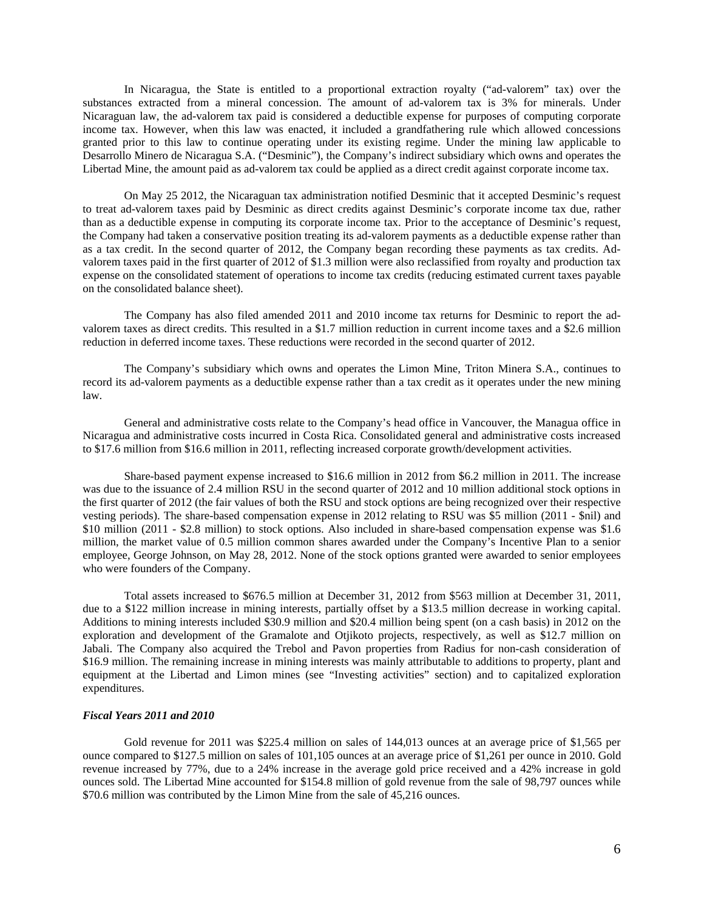In Nicaragua, the State is entitled to a proportional extraction royalty ("ad-valorem" tax) over the substances extracted from a mineral concession. The amount of ad-valorem tax is 3% for minerals. Under Nicaraguan law, the ad-valorem tax paid is considered a deductible expense for purposes of computing corporate income tax. However, when this law was enacted, it included a grandfathering rule which allowed concessions granted prior to this law to continue operating under its existing regime. Under the mining law applicable to Desarrollo Minero de Nicaragua S.A. ("Desminic"), the Company's indirect subsidiary which owns and operates the Libertad Mine, the amount paid as ad-valorem tax could be applied as a direct credit against corporate income tax.

On May 25 2012, the Nicaraguan tax administration notified Desminic that it accepted Desminic's request to treat ad-valorem taxes paid by Desminic as direct credits against Desminic's corporate income tax due, rather than as a deductible expense in computing its corporate income tax. Prior to the acceptance of Desminic's request, the Company had taken a conservative position treating its ad-valorem payments as a deductible expense rather than as a tax credit. In the second quarter of 2012, the Company began recording these payments as tax credits. Ad-valorem taxes paid in the first quarter of 2012 of $1.3 million were also reclassified from royalty and production tax expense on the consolidated statement of operations to income tax credits (reducing estimated current taxes payable on the consolidated balance sheet).

The Company has also filed amended 2011 and 2010 income tax returns for Desminic to report the ad-valorem taxes as direct credits. This resulted in a $1.7 million reduction in current income taxes and a $2.6 million reduction in deferred income taxes. These reductions were recorded in the second quarter of 2012.

The Company's subsidiary which owns and operates the Limon Mine, Triton Minera S.A., continues to record its ad-valorem payments as a deductible expense rather than a tax credit as it operates under the new mining law.

General and administrative costs relate to the Company's head office in Vancouver, the Managua office in Nicaragua and administrative costs incurred in Costa Rica. Consolidated general and administrative costs increased to $17.6 million from $16.6 million in 2011, reflecting increased corporate growth/development activities.

Share-based payment expense increased to $16.6 million in 2012 from $6.2 million in 2011. The increase was due to the issuance of 2.4 million RSU in the second quarter of 2012 and 10 million additional stock options in the first quarter of 2012 (the fair values of both the RSU and stock options are being recognized over their respective vesting periods). The share-based compensation expense in 2012 relating to RSU was $5 million (2011 - $nil) and $10 million (2011 - $2.8 million) to stock options. Also included in share-based compensation expense was $1.6 million, the market value of 0.5 million common shares awarded under the Company's Incentive Plan to a senior employee, George Johnson, on May 28, 2012. None of the stock options granted were awarded to senior employees who were founders of the Company.

Total assets increased to $676.5 million at December 31, 2012 from $563 million at December 31, 2011, due to a $122 million increase in mining interests, partially offset by a $13.5 million decrease in working capital. Additions to mining interests included $30.9 million and $20.4 million being spent (on a cash basis) in 2012 on the exploration and development of the Gramalote and Otjikoto projects, respectively, as well as $12.7 million on Jabali. The Company also acquired the Trebol and Pavon properties from Radius for non-cash consideration of $16.9 million. The remaining increase in mining interests was mainly attributable to additions to property, plant and equipment at the Libertad and Limon mines (see "Investing activities" section) and to capitalized exploration expenditures.

***Fiscal Years 2011 and 2010***

Gold revenue for 2011 was $225.4 million on sales of 144,013 ounces at an average price of $1,565 per ounce compared to $127.5 million on sales of 101,105 ounces at an average price of $1,261 per ounce in 2010. Gold revenue increased by 77%, due to a 24% increase in the average gold price received and a 42% increase in gold ounces sold. The Libertad Mine accounted for $154.8 million of gold revenue from the sale of 98,797 ounces while $70.6 million was contributed by the Limon Mine from the sale of 45,216 ounces.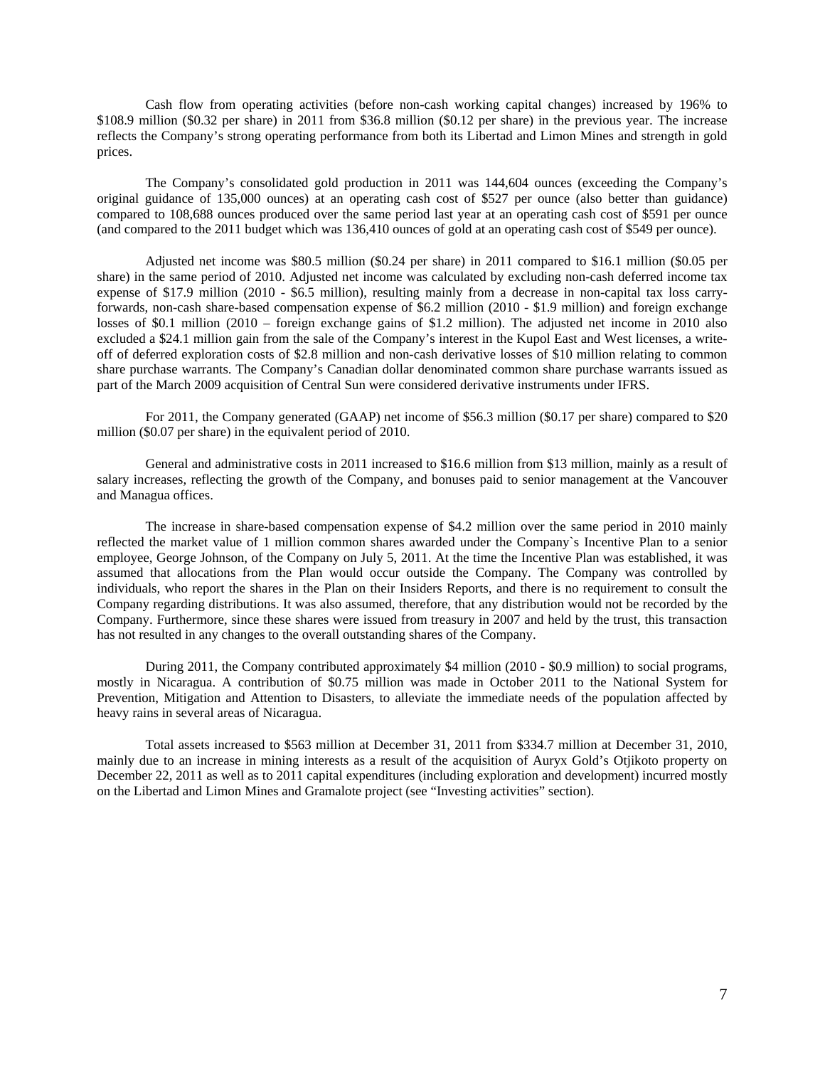Cash flow from operating activities (before non-cash working capital changes) increased by 196% to $108.9 million ($0.32 per share) in 2011 from $36.8 million ($0.12 per share) in the previous year. The increase reflects the Company's strong operating performance from both its Libertad and Limon Mines and strength in gold prices.

The Company's consolidated gold production in 2011 was 144,604 ounces (exceeding the Company's original guidance of 135,000 ounces) at an operating cash cost of $527 per ounce (also better than guidance) compared to 108,688 ounces produced over the same period last year at an operating cash cost of $591 per ounce (and compared to the 2011 budget which was 136,410 ounces of gold at an operating cash cost of $549 per ounce).

Adjusted net income was $80.5 million ($0.24 per share) in 2011 compared to $16.1 million ($0.05 per share) in the same period of 2010. Adjusted net income was calculated by excluding non-cash deferred income tax expense of $17.9 million (2010 - $6.5 million), resulting mainly from a decrease in non-capital tax loss carry-forwards, non-cash share-based compensation expense of $6.2 million (2010 - $1.9 million) and foreign exchange losses of $0.1 million (2010 – foreign exchange gains of $1.2 million). The adjusted net income in 2010 also excluded a $24.1 million gain from the sale of the Company's interest in the Kupol East and West licenses, a write-off of deferred exploration costs of $2.8 million and non-cash derivative losses of $10 million relating to common share purchase warrants. The Company's Canadian dollar denominated common share purchase warrants issued as part of the March 2009 acquisition of Central Sun were considered derivative instruments under IFRS.

For 2011, the Company generated (GAAP) net income of $56.3 million ($0.17 per share) compared to $20 million ($0.07 per share) in the equivalent period of 2010.

General and administrative costs in 2011 increased to $16.6 million from $13 million, mainly as a result of salary increases, reflecting the growth of the Company, and bonuses paid to senior management at the Vancouver and Managua offices.

The increase in share-based compensation expense of $4.2 million over the same period in 2010 mainly reflected the market value of 1 million common shares awarded under the Company`s Incentive Plan to a senior employee, George Johnson, of the Company on July 5, 2011. At the time the Incentive Plan was established, it was assumed that allocations from the Plan would occur outside the Company. The Company was controlled by individuals, who report the shares in the Plan on their Insiders Reports, and there is no requirement to consult the Company regarding distributions. It was also assumed, therefore, that any distribution would not be recorded by the Company. Furthermore, since these shares were issued from treasury in 2007 and held by the trust, this transaction has not resulted in any changes to the overall outstanding shares of the Company.

During 2011, the Company contributed approximately $4 million (2010 - $0.9 million) to social programs, mostly in Nicaragua. A contribution of $0.75 million was made in October 2011 to the National System for Prevention, Mitigation and Attention to Disasters, to alleviate the immediate needs of the population affected by heavy rains in several areas of Nicaragua.

Total assets increased to $563 million at December 31, 2011 from $334.7 million at December 31, 2010, mainly due to an increase in mining interests as a result of the acquisition of Auryx Gold's Otjikoto property on December 22, 2011 as well as to 2011 capital expenditures (including exploration and development) incurred mostly on the Libertad and Limon Mines and Gramalote project (see "Investing activities" section).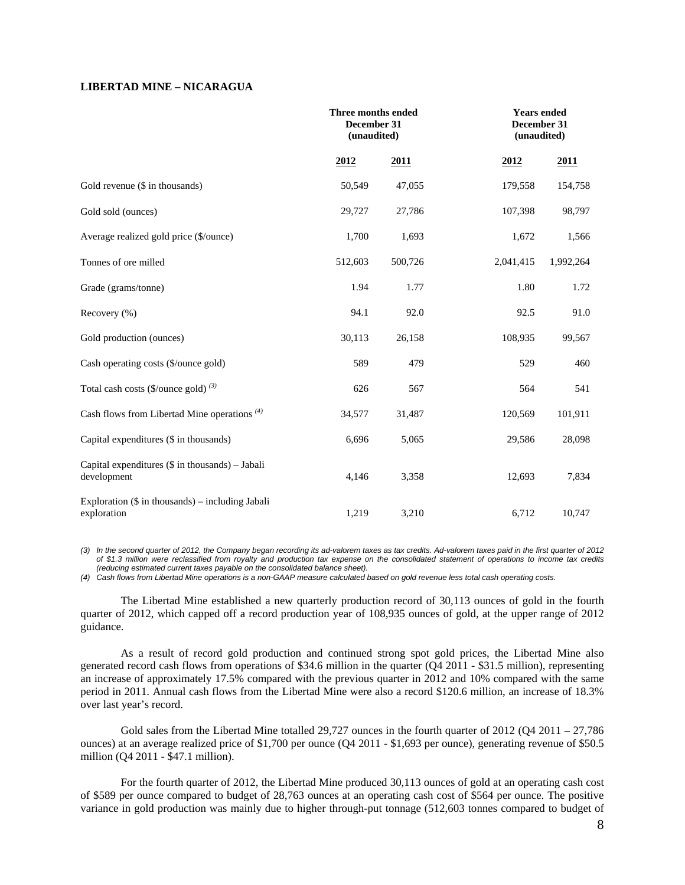**LIBERTAD MINE – NICARAGUA**

| | Three months ended December 31 (unaudited) | | Years ended December 31 (unaudited) | |
|---|---|---|---|---|
| | **2012** | **2011** | **2012** | **2011** |
| Gold revenue ($ in thousands) | 50,549 | 47,055 | 179,558 | 154,758 |
| Gold sold (ounces) | 29,727 | 27,786 | 107,398 | 98,797 |
| Average realized gold price ($/ounce) | 1,700 | 1,693 | 1,672 | 1,566 |
| Tonnes of ore milled | 512,603 | 500,726 | 2,041,415 | 1,992,264 |
| Grade (grams/tonne) | 1.94 | 1.77 | 1.80 | 1.72 |
| Recovery (%) | 94.1 | 92.0 | 92.5 | 91.0 |
| Gold production (ounces) | 30,113 | 26,158 | 108,935 | 99,567 |
| Cash operating costs ($/ounce gold) | 589 | 479 | 529 | 460 |
| Total cash costs ($/ounce gold) (3) | 626 | 567 | 564 | 541 |
| Cash flows from Libertad Mine operations (4) | 34,577 | 31,487 | 120,569 | 101,911 |
| Capital expenditures ($ in thousands) | 6,696 | 5,065 | 29,586 | 28,098 |
| Capital expenditures ($ in thousands) – Jabali development | 4,146 | 3,358 | 12,693 | 7,834 |
| Exploration ($ in thousands) – including Jabali exploration | 1,219 | 3,210 | 6,712 | 10,747 |

*(3) In the second quarter of 2012, the Company began recording its ad-valorem taxes as tax credits. Ad-valorem taxes paid in the first quarter of 2012 of $1.3 million were reclassified from royalty and production tax expense on the consolidated statement of operations to income tax credits (reducing estimated current taxes payable on the consolidated balance sheet).*

*(4) Cash flows from Libertad Mine operations is a non-GAAP measure calculated based on gold revenue less total cash operating costs.*

The Libertad Mine established a new quarterly production record of 30,113 ounces of gold in the fourth quarter of 2012, which capped off a record production year of 108,935 ounces of gold, at the upper range of 2012 guidance.

As a result of record gold production and continued strong spot gold prices, the Libertad Mine also generated record cash flows from operations of $34.6 million in the quarter (Q4 2011 - $31.5 million), representing an increase of approximately 17.5% compared with the previous quarter in 2012 and 10% compared with the same period in 2011. Annual cash flows from the Libertad Mine were also a record $120.6 million, an increase of 18.3% over last year's record.

Gold sales from the Libertad Mine totalled 29,727 ounces in the fourth quarter of 2012 (Q4 2011 – 27,786 ounces) at an average realized price of $1,700 per ounce (Q4 2011 - $1,693 per ounce), generating revenue of $50.5 million (Q4 2011 - $47.1 million).

For the fourth quarter of 2012, the Libertad Mine produced 30,113 ounces of gold at an operating cash cost of $589 per ounce compared to budget of 28,763 ounces at an operating cash cost of $564 per ounce. The positive variance in gold production was mainly due to higher through-put tonnage (512,603 tonnes compared to budget of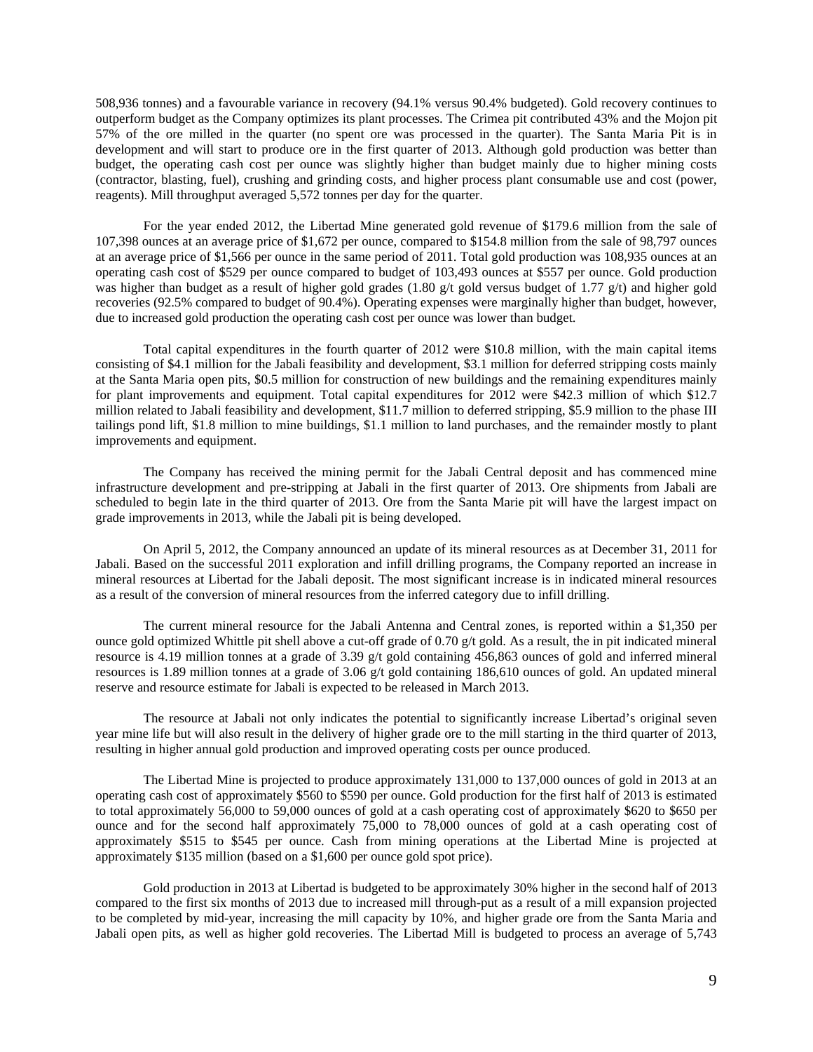508,936 tonnes) and a favourable variance in recovery (94.1% versus 90.4% budgeted). Gold recovery continues to outperform budget as the Company optimizes its plant processes. The Crimea pit contributed 43% and the Mojon pit 57% of the ore milled in the quarter (no spent ore was processed in the quarter). The Santa Maria Pit is in development and will start to produce ore in the first quarter of 2013. Although gold production was better than budget, the operating cash cost per ounce was slightly higher than budget mainly due to higher mining costs (contractor, blasting, fuel), crushing and grinding costs, and higher process plant consumable use and cost (power, reagents). Mill throughput averaged 5,572 tonnes per day for the quarter.

For the year ended 2012, the Libertad Mine generated gold revenue of $179.6 million from the sale of 107,398 ounces at an average price of $1,672 per ounce, compared to $154.8 million from the sale of 98,797 ounces at an average price of $1,566 per ounce in the same period of 2011. Total gold production was 108,935 ounces at an operating cash cost of $529 per ounce compared to budget of 103,493 ounces at $557 per ounce. Gold production was higher than budget as a result of higher gold grades (1.80 g/t gold versus budget of 1.77 g/t) and higher gold recoveries (92.5% compared to budget of 90.4%). Operating expenses were marginally higher than budget, however, due to increased gold production the operating cash cost per ounce was lower than budget.

Total capital expenditures in the fourth quarter of 2012 were $10.8 million, with the main capital items consisting of $4.1 million for the Jabali feasibility and development, $3.1 million for deferred stripping costs mainly at the Santa Maria open pits, $0.5 million for construction of new buildings and the remaining expenditures mainly for plant improvements and equipment. Total capital expenditures for 2012 were $42.3 million of which $12.7 million related to Jabali feasibility and development, $11.7 million to deferred stripping, $5.9 million to the phase III tailings pond lift, $1.8 million to mine buildings, $1.1 million to land purchases, and the remainder mostly to plant improvements and equipment.

The Company has received the mining permit for the Jabali Central deposit and has commenced mine infrastructure development and pre-stripping at Jabali in the first quarter of 2013. Ore shipments from Jabali are scheduled to begin late in the third quarter of 2013. Ore from the Santa Marie pit will have the largest impact on grade improvements in 2013, while the Jabali pit is being developed.

On April 5, 2012, the Company announced an update of its mineral resources as at December 31, 2011 for Jabali. Based on the successful 2011 exploration and infill drilling programs, the Company reported an increase in mineral resources at Libertad for the Jabali deposit. The most significant increase is in indicated mineral resources as a result of the conversion of mineral resources from the inferred category due to infill drilling.

The current mineral resource for the Jabali Antenna and Central zones, is reported within a $1,350 per ounce gold optimized Whittle pit shell above a cut-off grade of 0.70 g/t gold. As a result, the in pit indicated mineral resource is 4.19 million tonnes at a grade of 3.39 g/t gold containing 456,863 ounces of gold and inferred mineral resources is 1.89 million tonnes at a grade of 3.06 g/t gold containing 186,610 ounces of gold. An updated mineral reserve and resource estimate for Jabali is expected to be released in March 2013.

The resource at Jabali not only indicates the potential to significantly increase Libertad's original seven year mine life but will also result in the delivery of higher grade ore to the mill starting in the third quarter of 2013, resulting in higher annual gold production and improved operating costs per ounce produced.

The Libertad Mine is projected to produce approximately 131,000 to 137,000 ounces of gold in 2013 at an operating cash cost of approximately $560 to $590 per ounce. Gold production for the first half of 2013 is estimated to total approximately 56,000 to 59,000 ounces of gold at a cash operating cost of approximately $620 to $650 per ounce and for the second half approximately 75,000 to 78,000 ounces of gold at a cash operating cost of approximately $515 to $545 per ounce. Cash from mining operations at the Libertad Mine is projected at approximately $135 million (based on a $1,600 per ounce gold spot price).

Gold production in 2013 at Libertad is budgeted to be approximately 30% higher in the second half of 2013 compared to the first six months of 2013 due to increased mill through-put as a result of a mill expansion projected to be completed by mid-year, increasing the mill capacity by 10%, and higher grade ore from the Santa Maria and Jabali open pits, as well as higher gold recoveries. The Libertad Mill is budgeted to process an average of 5,743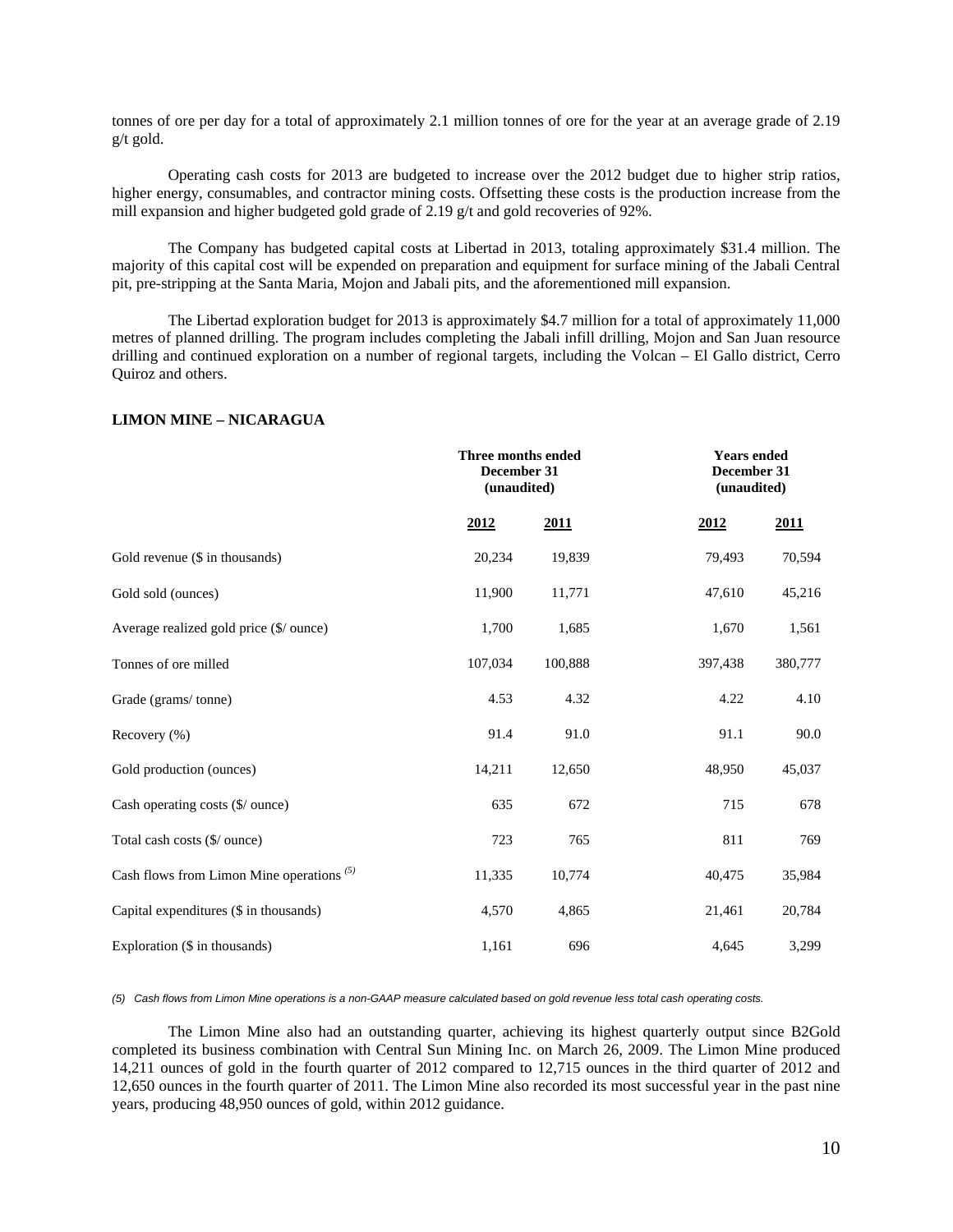tonnes of ore per day for a total of approximately 2.1 million tonnes of ore for the year at an average grade of 2.19 g/t gold.

Operating cash costs for 2013 are budgeted to increase over the 2012 budget due to higher strip ratios, higher energy, consumables, and contractor mining costs. Offsetting these costs is the production increase from the mill expansion and higher budgeted gold grade of 2.19 g/t and gold recoveries of 92%.

The Company has budgeted capital costs at Libertad in 2013, totaling approximately $31.4 million. The majority of this capital cost will be expended on preparation and equipment for surface mining of the Jabali Central pit, pre-stripping at the Santa Maria, Mojon and Jabali pits, and the aforementioned mill expansion.

The Libertad exploration budget for 2013 is approximately $4.7 million for a total of approximately 11,000 metres of planned drilling. The program includes completing the Jabali infill drilling, Mojon and San Juan resource drilling and continued exploration on a number of regional targets, including the Volcan – El Gallo district, Cerro Quiroz and others.

**LIMON MINE – NICARAGUA**

| | Three months ended December 31 (unaudited) | | Years ended December 31 (unaudited) | |
|---|---|---|---|---|
| | **2012** | **2011** | **2012** | **2011** |
| Gold revenue ($ in thousands) | 20,234 | 19,839 | 79,493 | 70,594 |
| Gold sold (ounces) | 11,900 | 11,771 | 47,610 | 45,216 |
| Average realized gold price ($/ ounce) | 1,700 | 1,685 | 1,670 | 1,561 |
| Tonnes of ore milled | 107,034 | 100,888 | 397,438 | 380,777 |
| Grade (grams/ tonne) | 4.53 | 4.32 | 4.22 | 4.10 |
| Recovery (%) | 91.4 | 91.0 | 91.1 | 90.0 |
| Gold production (ounces) | 14,211 | 12,650 | 48,950 | 45,037 |
| Cash operating costs ($/ ounce) | 635 | 672 | 715 | 678 |
| Total cash costs ($/ ounce) | 723 | 765 | 811 | 769 |
| Cash flows from Limon Mine operations [(5)] | 11,335 | 10,774 | 40,475 | 35,984 |
| Capital expenditures ($ in thousands) | 4,570 | 4,865 | 21,461 | 20,784 |
| Exploration ($ in thousands) | 1,161 | 696 | 4,645 | 3,299 |

*(5) Cash flows from Limon Mine operations is a non-GAAP measure calculated based on gold revenue less total cash operating costs.*

The Limon Mine also had an outstanding quarter, achieving its highest quarterly output since B2Gold completed its business combination with Central Sun Mining Inc. on March 26, 2009. The Limon Mine produced 14,211 ounces of gold in the fourth quarter of 2012 compared to 12,715 ounces in the third quarter of 2012 and 12,650 ounces in the fourth quarter of 2011. The Limon Mine also recorded its most successful year in the past nine years, producing 48,950 ounces of gold, within 2012 guidance.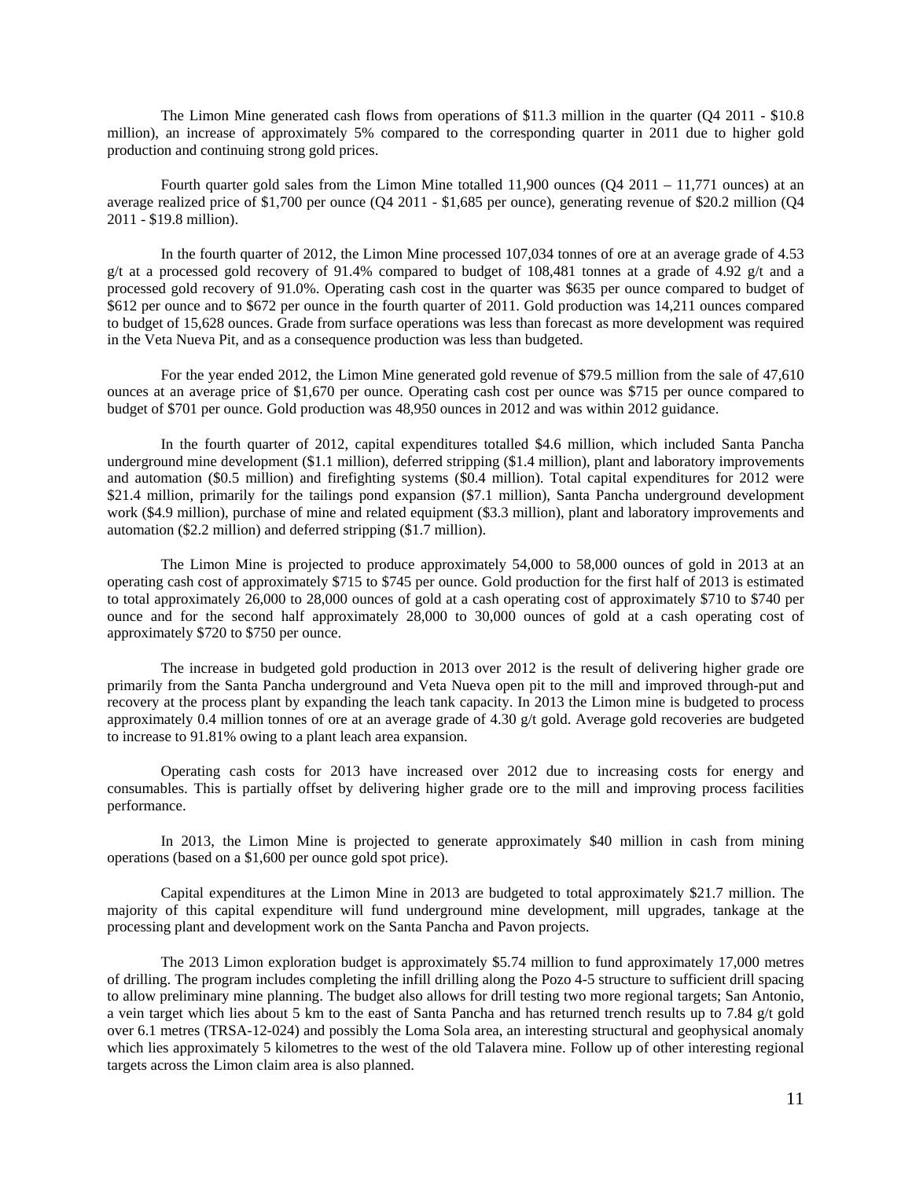The Limon Mine generated cash flows from operations of $11.3 million in the quarter (Q4 2011 - $10.8 million), an increase of approximately 5% compared to the corresponding quarter in 2011 due to higher gold production and continuing strong gold prices.

Fourth quarter gold sales from the Limon Mine totalled 11,900 ounces (Q4 2011 – 11,771 ounces) at an average realized price of $1,700 per ounce (Q4 2011 - $1,685 per ounce), generating revenue of $20.2 million (Q4 2011 - $19.8 million).

In the fourth quarter of 2012, the Limon Mine processed 107,034 tonnes of ore at an average grade of 4.53 g/t at a processed gold recovery of 91.4% compared to budget of 108,481 tonnes at a grade of 4.92 g/t and a processed gold recovery of 91.0%. Operating cash cost in the quarter was $635 per ounce compared to budget of $612 per ounce and to $672 per ounce in the fourth quarter of 2011. Gold production was 14,211 ounces compared to budget of 15,628 ounces. Grade from surface operations was less than forecast as more development was required in the Veta Nueva Pit, and as a consequence production was less than budgeted.

For the year ended 2012, the Limon Mine generated gold revenue of $79.5 million from the sale of 47,610 ounces at an average price of $1,670 per ounce. Operating cash cost per ounce was $715 per ounce compared to budget of $701 per ounce. Gold production was 48,950 ounces in 2012 and was within 2012 guidance.

In the fourth quarter of 2012, capital expenditures totalled $4.6 million, which included Santa Pancha underground mine development ($1.1 million), deferred stripping ($1.4 million), plant and laboratory improvements and automation ($0.5 million) and firefighting systems ($0.4 million). Total capital expenditures for 2012 were $21.4 million, primarily for the tailings pond expansion ($7.1 million), Santa Pancha underground development work ($4.9 million), purchase of mine and related equipment ($3.3 million), plant and laboratory improvements and automation ($2.2 million) and deferred stripping ($1.7 million).

The Limon Mine is projected to produce approximately 54,000 to 58,000 ounces of gold in 2013 at an operating cash cost of approximately $715 to $745 per ounce. Gold production for the first half of 2013 is estimated to total approximately 26,000 to 28,000 ounces of gold at a cash operating cost of approximately $710 to $740 per ounce and for the second half approximately 28,000 to 30,000 ounces of gold at a cash operating cost of approximately $720 to $750 per ounce.

The increase in budgeted gold production in 2013 over 2012 is the result of delivering higher grade ore primarily from the Santa Pancha underground and Veta Nueva open pit to the mill and improved through-put and recovery at the process plant by expanding the leach tank capacity. In 2013 the Limon mine is budgeted to process approximately 0.4 million tonnes of ore at an average grade of 4.30 g/t gold. Average gold recoveries are budgeted to increase to 91.81% owing to a plant leach area expansion.

Operating cash costs for 2013 have increased over 2012 due to increasing costs for energy and consumables. This is partially offset by delivering higher grade ore to the mill and improving process facilities performance.

In 2013, the Limon Mine is projected to generate approximately $40 million in cash from mining operations (based on a $1,600 per ounce gold spot price).

Capital expenditures at the Limon Mine in 2013 are budgeted to total approximately $21.7 million. The majority of this capital expenditure will fund underground mine development, mill upgrades, tankage at the processing plant and development work on the Santa Pancha and Pavon projects.

The 2013 Limon exploration budget is approximately $5.74 million to fund approximately 17,000 metres of drilling. The program includes completing the infill drilling along the Pozo 4-5 structure to sufficient drill spacing to allow preliminary mine planning. The budget also allows for drill testing two more regional targets; San Antonio, a vein target which lies about 5 km to the east of Santa Pancha and has returned trench results up to 7.84 g/t gold over 6.1 metres (TRSA-12-024) and possibly the Loma Sola area, an interesting structural and geophysical anomaly which lies approximately 5 kilometres to the west of the old Talavera mine. Follow up of other interesting regional targets across the Limon claim area is also planned.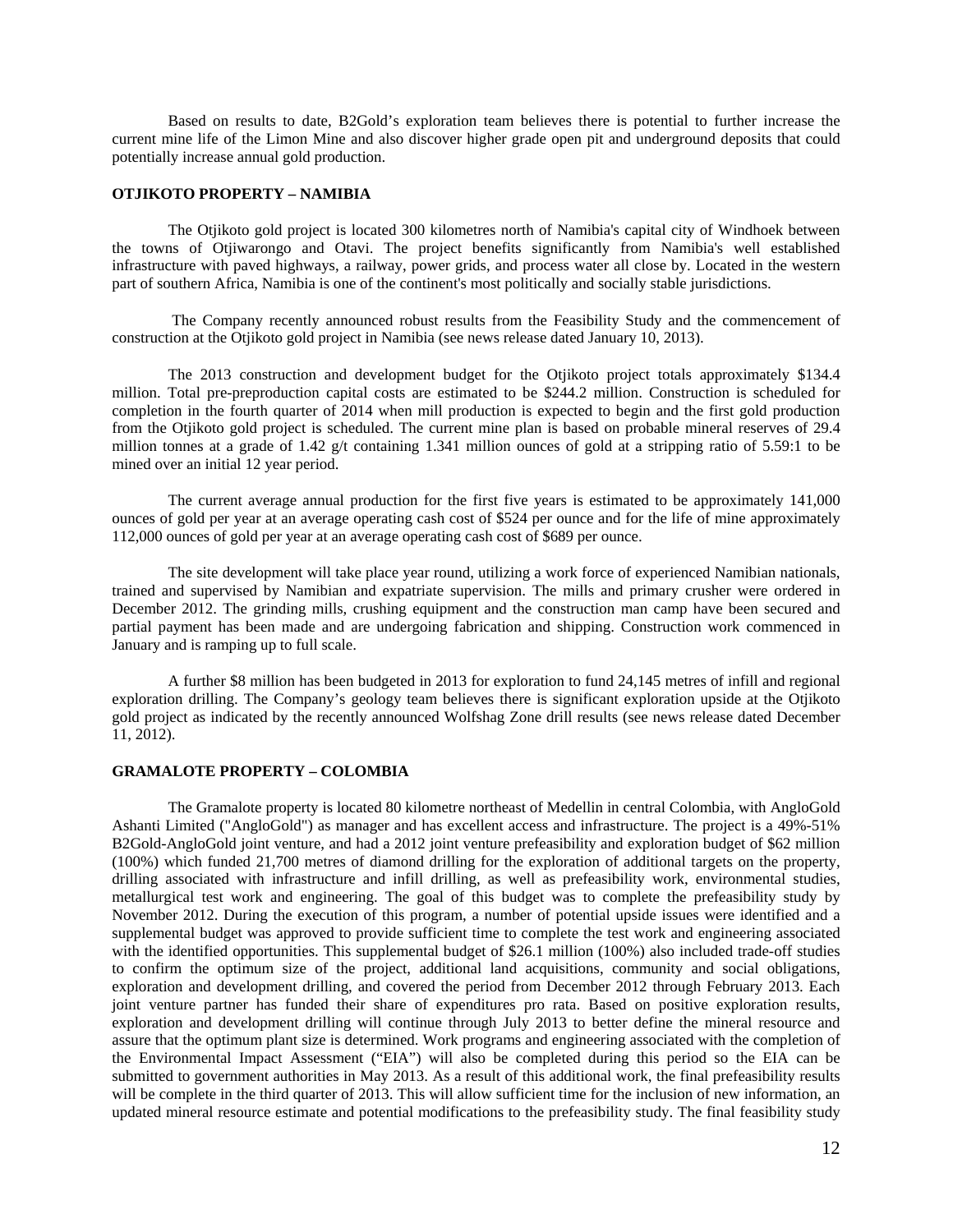Based on results to date, B2Gold's exploration team believes there is potential to further increase the current mine life of the Limon Mine and also discover higher grade open pit and underground deposits that could potentially increase annual gold production.

## OTJIKOTO PROPERTY – NAMIBIA

The Otjikoto gold project is located 300 kilometres north of Namibia's capital city of Windhoek between the towns of Otjiwarongo and Otavi. The project benefits significantly from Namibia's well established infrastructure with paved highways, a railway, power grids, and process water all close by. Located in the western part of southern Africa, Namibia is one of the continent's most politically and socially stable jurisdictions.

The Company recently announced robust results from the Feasibility Study and the commencement of construction at the Otjikoto gold project in Namibia (see news release dated January 10, 2013).

The 2013 construction and development budget for the Otjikoto project totals approximately $134.4 million. Total pre-preproduction capital costs are estimated to be $244.2 million. Construction is scheduled for completion in the fourth quarter of 2014 when mill production is expected to begin and the first gold production from the Otjikoto gold project is scheduled. The current mine plan is based on probable mineral reserves of 29.4 million tonnes at a grade of 1.42 g/t containing 1.341 million ounces of gold at a stripping ratio of 5.59:1 to be mined over an initial 12 year period.

The current average annual production for the first five years is estimated to be approximately 141,000 ounces of gold per year at an average operating cash cost of $524 per ounce and for the life of mine approximately 112,000 ounces of gold per year at an average operating cash cost of $689 per ounce.

The site development will take place year round, utilizing a work force of experienced Namibian nationals, trained and supervised by Namibian and expatriate supervision. The mills and primary crusher were ordered in December 2012. The grinding mills, crushing equipment and the construction man camp have been secured and partial payment has been made and are undergoing fabrication and shipping. Construction work commenced in January and is ramping up to full scale.

A further $8 million has been budgeted in 2013 for exploration to fund 24,145 metres of infill and regional exploration drilling. The Company's geology team believes there is significant exploration upside at the Otjikoto gold project as indicated by the recently announced Wolfshag Zone drill results (see news release dated December 11, 2012).

## GRAMALOTE PROPERTY – COLOMBIA

The Gramalote property is located 80 kilometre northeast of Medellin in central Colombia, with AngloGold Ashanti Limited ("AngloGold") as manager and has excellent access and infrastructure. The project is a 49%-51% B2Gold-AngloGold joint venture, and had a 2012 joint venture prefeasibility and exploration budget of $62 million (100%) which funded 21,700 metres of diamond drilling for the exploration of additional targets on the property, drilling associated with infrastructure and infill drilling, as well as prefeasibility work, environmental studies, metallurgical test work and engineering. The goal of this budget was to complete the prefeasibility study by November 2012. During the execution of this program, a number of potential upside issues were identified and a supplemental budget was approved to provide sufficient time to complete the test work and engineering associated with the identified opportunities. This supplemental budget of $26.1 million (100%) also included trade-off studies to confirm the optimum size of the project, additional land acquisitions, community and social obligations, exploration and development drilling, and covered the period from December 2012 through February 2013. Each joint venture partner has funded their share of expenditures pro rata. Based on positive exploration results, exploration and development drilling will continue through July 2013 to better define the mineral resource and assure that the optimum plant size is determined. Work programs and engineering associated with the completion of the Environmental Impact Assessment ("EIA") will also be completed during this period so the EIA can be submitted to government authorities in May 2013. As a result of this additional work, the final prefeasibility results will be complete in the third quarter of 2013. This will allow sufficient time for the inclusion of new information, an updated mineral resource estimate and potential modifications to the prefeasibility study. The final feasibility study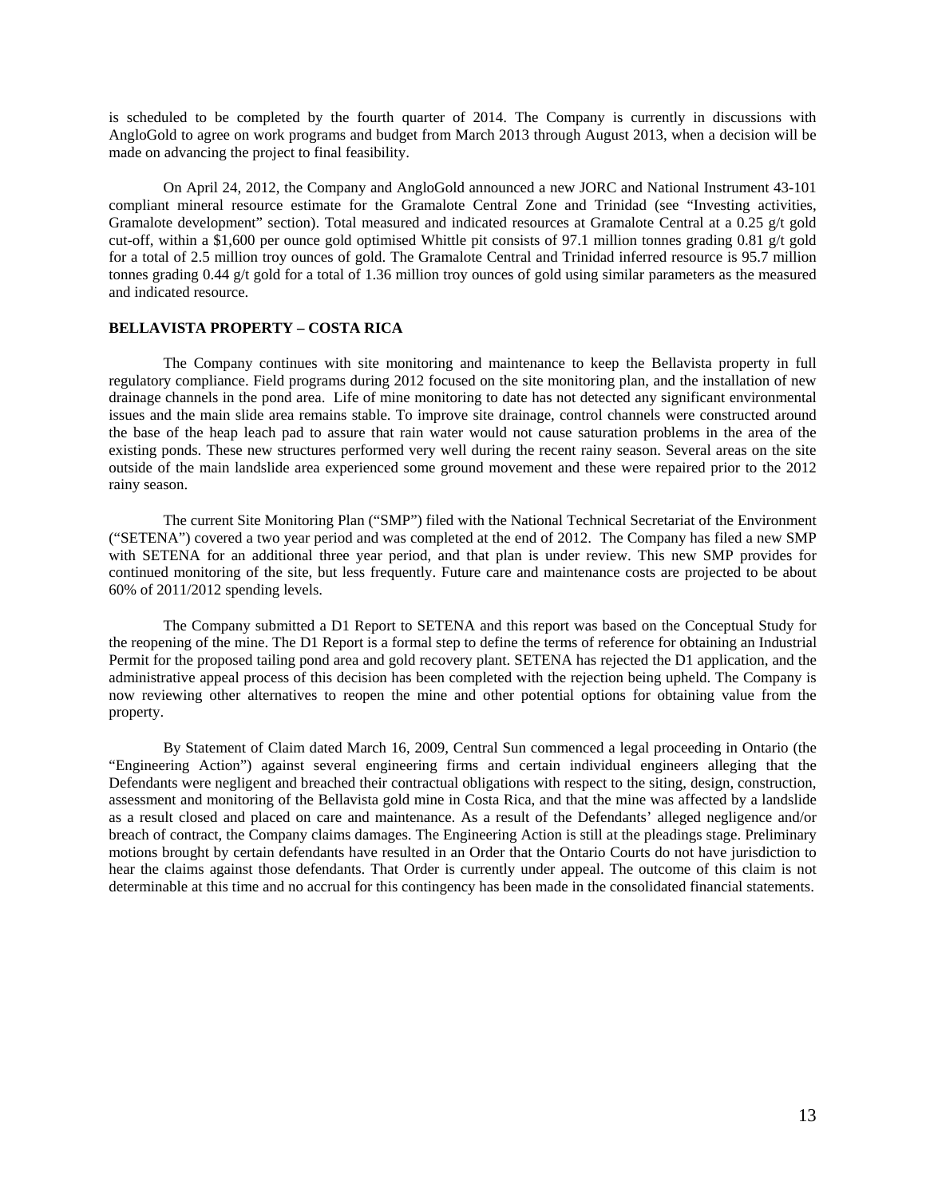is scheduled to be completed by the fourth quarter of 2014. The Company is currently in discussions with AngloGold to agree on work programs and budget from March 2013 through August 2013, when a decision will be made on advancing the project to final feasibility.

On April 24, 2012, the Company and AngloGold announced a new JORC and National Instrument 43-101 compliant mineral resource estimate for the Gramalote Central Zone and Trinidad (see "Investing activities, Gramalote development" section). Total measured and indicated resources at Gramalote Central at a 0.25 g/t gold cut-off, within a $1,600 per ounce gold optimised Whittle pit consists of 97.1 million tonnes grading 0.81 g/t gold for a total of 2.5 million troy ounces of gold. The Gramalote Central and Trinidad inferred resource is 95.7 million tonnes grading 0.44 g/t gold for a total of 1.36 million troy ounces of gold using similar parameters as the measured and indicated resource.

## BELLAVISTA PROPERTY – COSTA RICA

The Company continues with site monitoring and maintenance to keep the Bellavista property in full regulatory compliance. Field programs during 2012 focused on the site monitoring plan, and the installation of new drainage channels in the pond area. Life of mine monitoring to date has not detected any significant environmental issues and the main slide area remains stable. To improve site drainage, control channels were constructed around the base of the heap leach pad to assure that rain water would not cause saturation problems in the area of the existing ponds. These new structures performed very well during the recent rainy season. Several areas on the site outside of the main landslide area experienced some ground movement and these were repaired prior to the 2012 rainy season.

The current Site Monitoring Plan ("SMP") filed with the National Technical Secretariat of the Environment ("SETENA") covered a two year period and was completed at the end of 2012. The Company has filed a new SMP with SETENA for an additional three year period, and that plan is under review. This new SMP provides for continued monitoring of the site, but less frequently. Future care and maintenance costs are projected to be about 60% of 2011/2012 spending levels.

The Company submitted a D1 Report to SETENA and this report was based on the Conceptual Study for the reopening of the mine. The D1 Report is a formal step to define the terms of reference for obtaining an Industrial Permit for the proposed tailing pond area and gold recovery plant. SETENA has rejected the D1 application, and the administrative appeal process of this decision has been completed with the rejection being upheld. The Company is now reviewing other alternatives to reopen the mine and other potential options for obtaining value from the property.

By Statement of Claim dated March 16, 2009, Central Sun commenced a legal proceeding in Ontario (the "Engineering Action") against several engineering firms and certain individual engineers alleging that the Defendants were negligent and breached their contractual obligations with respect to the siting, design, construction, assessment and monitoring of the Bellavista gold mine in Costa Rica, and that the mine was affected by a landslide as a result closed and placed on care and maintenance. As a result of the Defendants' alleged negligence and/or breach of contract, the Company claims damages. The Engineering Action is still at the pleadings stage. Preliminary motions brought by certain defendants have resulted in an Order that the Ontario Courts do not have jurisdiction to hear the claims against those defendants. That Order is currently under appeal. The outcome of this claim is not determinable at this time and no accrual for this contingency has been made in the consolidated financial statements.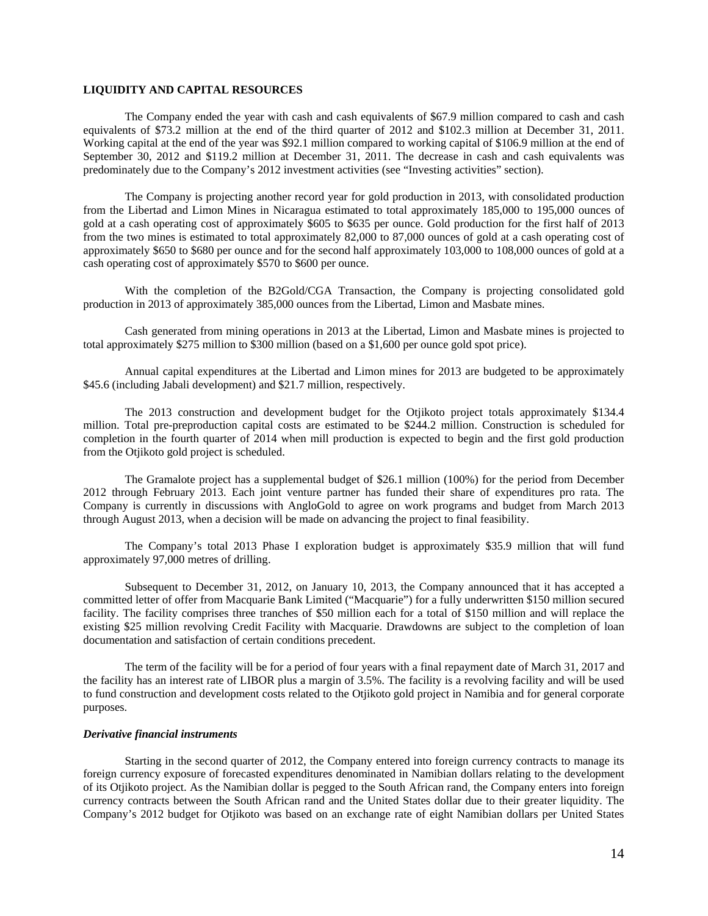## LIQUIDITY AND CAPITAL RESOURCES

The Company ended the year with cash and cash equivalents of $67.9 million compared to cash and cash equivalents of $73.2 million at the end of the third quarter of 2012 and $102.3 million at December 31, 2011. Working capital at the end of the year was $92.1 million compared to working capital of $106.9 million at the end of September 30, 2012 and $119.2 million at December 31, 2011. The decrease in cash and cash equivalents was predominately due to the Company's 2012 investment activities (see "Investing activities" section).

The Company is projecting another record year for gold production in 2013, with consolidated production from the Libertad and Limon Mines in Nicaragua estimated to total approximately 185,000 to 195,000 ounces of gold at a cash operating cost of approximately $605 to $635 per ounce. Gold production for the first half of 2013 from the two mines is estimated to total approximately 82,000 to 87,000 ounces of gold at a cash operating cost of approximately $650 to $680 per ounce and for the second half approximately 103,000 to 108,000 ounces of gold at a cash operating cost of approximately $570 to $600 per ounce.

With the completion of the B2Gold/CGA Transaction, the Company is projecting consolidated gold production in 2013 of approximately 385,000 ounces from the Libertad, Limon and Masbate mines.

Cash generated from mining operations in 2013 at the Libertad, Limon and Masbate mines is projected to total approximately $275 million to $300 million (based on a $1,600 per ounce gold spot price).

Annual capital expenditures at the Libertad and Limon mines for 2013 are budgeted to be approximately $45.6 (including Jabali development) and $21.7 million, respectively.

The 2013 construction and development budget for the Otjikoto project totals approximately $134.4 million. Total pre-preproduction capital costs are estimated to be $244.2 million. Construction is scheduled for completion in the fourth quarter of 2014 when mill production is expected to begin and the first gold production from the Otjikoto gold project is scheduled.

The Gramalote project has a supplemental budget of $26.1 million (100%) for the period from December 2012 through February 2013. Each joint venture partner has funded their share of expenditures pro rata. The Company is currently in discussions with AngloGold to agree on work programs and budget from March 2013 through August 2013, when a decision will be made on advancing the project to final feasibility.

The Company's total 2013 Phase I exploration budget is approximately $35.9 million that will fund approximately 97,000 metres of drilling.

Subsequent to December 31, 2012, on January 10, 2013, the Company announced that it has accepted a committed letter of offer from Macquarie Bank Limited ("Macquarie") for a fully underwritten $150 million secured facility. The facility comprises three tranches of $50 million each for a total of $150 million and will replace the existing $25 million revolving Credit Facility with Macquarie. Drawdowns are subject to the completion of loan documentation and satisfaction of certain conditions precedent.

The term of the facility will be for a period of four years with a final repayment date of March 31, 2017 and the facility has an interest rate of LIBOR plus a margin of 3.5%. The facility is a revolving facility and will be used to fund construction and development costs related to the Otjikoto gold project in Namibia and for general corporate purposes.

### *Derivative financial instruments*

Starting in the second quarter of 2012, the Company entered into foreign currency contracts to manage its foreign currency exposure of forecasted expenditures denominated in Namibian dollars relating to the development of its Otjikoto project. As the Namibian dollar is pegged to the South African rand, the Company enters into foreign currency contracts between the South African rand and the United States dollar due to their greater liquidity. The Company's 2012 budget for Otjikoto was based on an exchange rate of eight Namibian dollars per United States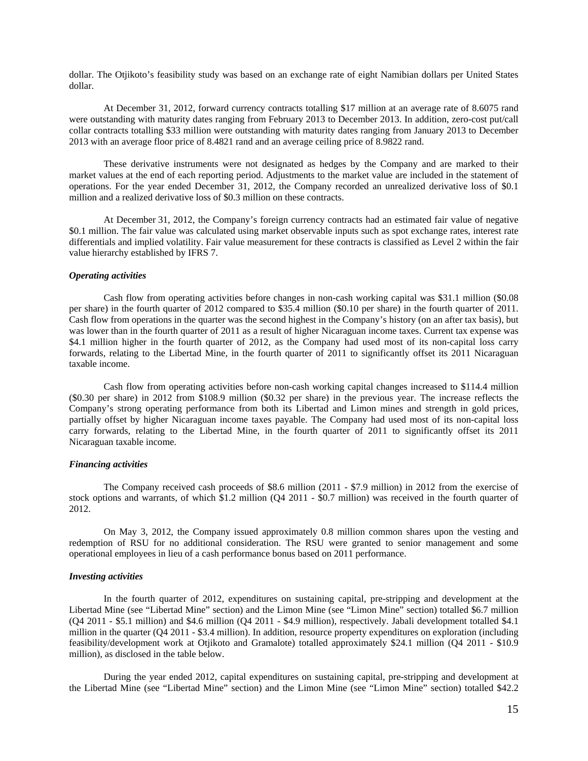dollar. The Otjikoto's feasibility study was based on an exchange rate of eight Namibian dollars per United States dollar.

At December 31, 2012, forward currency contracts totalling $17 million at an average rate of 8.6075 rand were outstanding with maturity dates ranging from February 2013 to December 2013. In addition, zero-cost put/call collar contracts totalling $33 million were outstanding with maturity dates ranging from January 2013 to December 2013 with an average floor price of 8.4821 rand and an average ceiling price of 8.9822 rand.

These derivative instruments were not designated as hedges by the Company and are marked to their market values at the end of each reporting period. Adjustments to the market value are included in the statement of operations. For the year ended December 31, 2012, the Company recorded an unrealized derivative loss of $0.1 million and a realized derivative loss of $0.3 million on these contracts.

At December 31, 2012, the Company's foreign currency contracts had an estimated fair value of negative $0.1 million. The fair value was calculated using market observable inputs such as spot exchange rates, interest rate differentials and implied volatility. Fair value measurement for these contracts is classified as Level 2 within the fair value hierarchy established by IFRS 7.

***Operating activities***

Cash flow from operating activities before changes in non-cash working capital was $31.1 million ($0.08 per share) in the fourth quarter of 2012 compared to $35.4 million ($0.10 per share) in the fourth quarter of 2011. Cash flow from operations in the quarter was the second highest in the Company's history (on an after tax basis), but was lower than in the fourth quarter of 2011 as a result of higher Nicaraguan income taxes. Current tax expense was $4.1 million higher in the fourth quarter of 2012, as the Company had used most of its non-capital loss carry forwards, relating to the Libertad Mine, in the fourth quarter of 2011 to significantly offset its 2011 Nicaraguan taxable income.

Cash flow from operating activities before non-cash working capital changes increased to $114.4 million ($0.30 per share) in 2012 from $108.9 million ($0.32 per share) in the previous year. The increase reflects the Company's strong operating performance from both its Libertad and Limon mines and strength in gold prices, partially offset by higher Nicaraguan income taxes payable. The Company had used most of its non-capital loss carry forwards, relating to the Libertad Mine, in the fourth quarter of 2011 to significantly offset its 2011 Nicaraguan taxable income.

***Financing activities***

The Company received cash proceeds of $8.6 million (2011 - $7.9 million) in 2012 from the exercise of stock options and warrants, of which $1.2 million (Q4 2011 - $0.7 million) was received in the fourth quarter of 2012.

On May 3, 2012, the Company issued approximately 0.8 million common shares upon the vesting and redemption of RSU for no additional consideration. The RSU were granted to senior management and some operational employees in lieu of a cash performance bonus based on 2011 performance.

***Investing activities***

In the fourth quarter of 2012, expenditures on sustaining capital, pre-stripping and development at the Libertad Mine (see "Libertad Mine" section) and the Limon Mine (see "Limon Mine" section) totalled $6.7 million (Q4 2011 - $5.1 million) and $4.6 million (Q4 2011 - $4.9 million), respectively. Jabali development totalled $4.1 million in the quarter (Q4 2011 - $3.4 million). In addition, resource property expenditures on exploration (including feasibility/development work at Otjikoto and Gramalote) totalled approximately $24.1 million (Q4 2011 - $10.9 million), as disclosed in the table below.

During the year ended 2012, capital expenditures on sustaining capital, pre-stripping and development at the Libertad Mine (see "Libertad Mine" section) and the Limon Mine (see "Limon Mine" section) totalled $42.2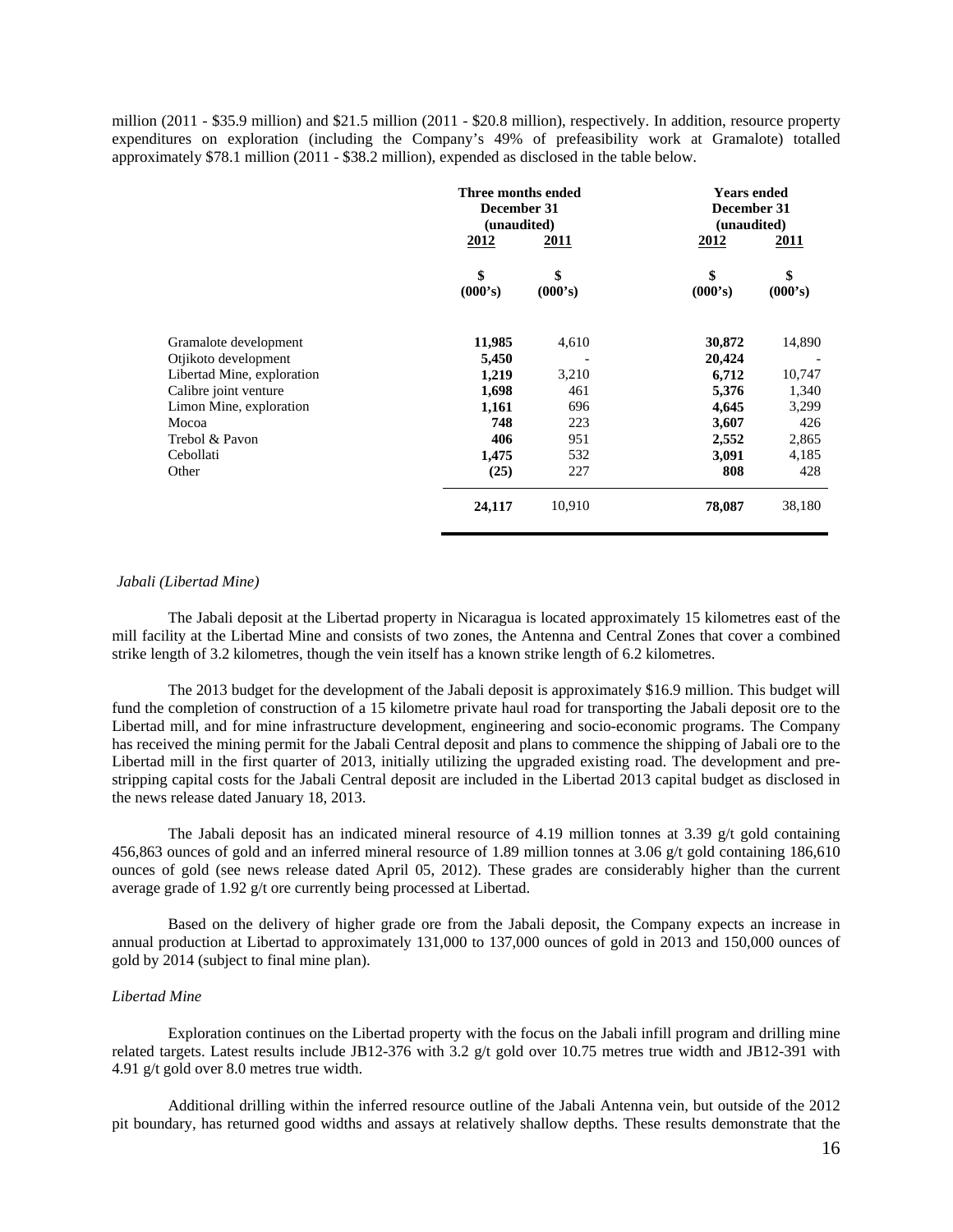million (2011 - \$35.9 million) and \$21.5 million (2011 - \$20.8 million), respectively. In addition, resource property expenditures on exploration (including the Company's 49% of prefeasibility work at Gramalote) totalled approximately \$78.1 million (2011 - \$38.2 million), expended as disclosed in the table below.

| | Three months ended December 31 (unaudited) | | Years ended December 31 (unaudited) | |
|---|---|---|---|---|
| | 2012 | 2011 | 2012 | 2011 |
| | \$ (000's) | \$ (000's) | \$ (000's) | \$ (000's) |
| Gramalote development | **11,985** | 4,610 | **30,872** | 14,890 |
| Otjikoto development | **5,450** | - | **20,424** | - |
| Libertad Mine, exploration | **1,219** | 3,210 | **6,712** | 10,747 |
| Calibre joint venture | **1,698** | 461 | **5,376** | 1,340 |
| Limon Mine, exploration | **1,161** | 696 | **4,645** | 3,299 |
| Mocoa | **748** | 223 | **3,607** | 426 |
| Trebol & Pavon | **406** | 951 | **2,552** | 2,865 |
| Cebollati | **1,475** | 532 | **3,091** | 4,185 |
| Other | **(25)** | 227 | **808** | 428 |
| | **24,117** | 10,910 | **78,087** | 38,180 |

*Jabali (Libertad Mine)*

The Jabali deposit at the Libertad property in Nicaragua is located approximately 15 kilometres east of the mill facility at the Libertad Mine and consists of two zones, the Antenna and Central Zones that cover a combined strike length of 3.2 kilometres, though the vein itself has a known strike length of 6.2 kilometres.

The 2013 budget for the development of the Jabali deposit is approximately \$16.9 million. This budget will fund the completion of construction of a 15 kilometre private haul road for transporting the Jabali deposit ore to the Libertad mill, and for mine infrastructure development, engineering and socio-economic programs. The Company has received the mining permit for the Jabali Central deposit and plans to commence the shipping of Jabali ore to the Libertad mill in the first quarter of 2013, initially utilizing the upgraded existing road. The development and pre-stripping capital costs for the Jabali Central deposit are included in the Libertad 2013 capital budget as disclosed in the news release dated January 18, 2013.

The Jabali deposit has an indicated mineral resource of 4.19 million tonnes at 3.39 g/t gold containing 456,863 ounces of gold and an inferred mineral resource of 1.89 million tonnes at 3.06 g/t gold containing 186,610 ounces of gold (see news release dated April 05, 2012). These grades are considerably higher than the current average grade of 1.92 g/t ore currently being processed at Libertad.

Based on the delivery of higher grade ore from the Jabali deposit, the Company expects an increase in annual production at Libertad to approximately 131,000 to 137,000 ounces of gold in 2013 and 150,000 ounces of gold by 2014 (subject to final mine plan).

*Libertad Mine*

Exploration continues on the Libertad property with the focus on the Jabali infill program and drilling mine related targets. Latest results include JB12-376 with 3.2 g/t gold over 10.75 metres true width and JB12-391 with 4.91 g/t gold over 8.0 metres true width.

Additional drilling within the inferred resource outline of the Jabali Antenna vein, but outside of the 2012 pit boundary, has returned good widths and assays at relatively shallow depths. These results demonstrate that the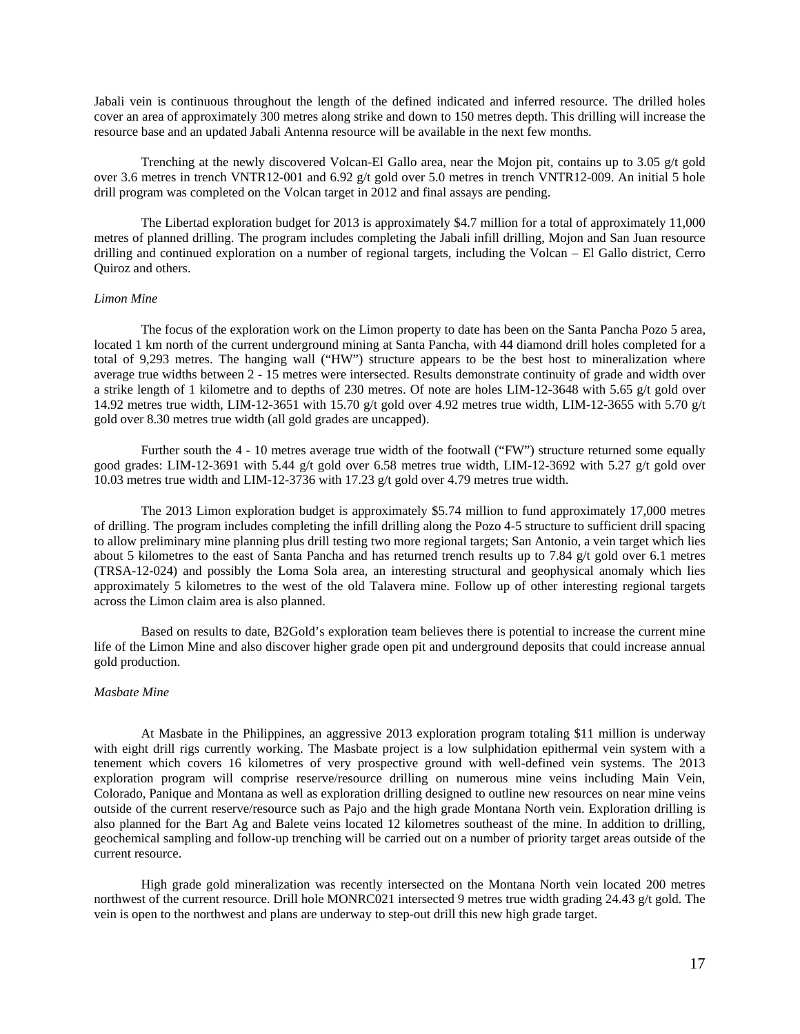Jabali vein is continuous throughout the length of the defined indicated and inferred resource. The drilled holes cover an area of approximately 300 metres along strike and down to 150 metres depth. This drilling will increase the resource base and an updated Jabali Antenna resource will be available in the next few months.

Trenching at the newly discovered Volcan-El Gallo area, near the Mojon pit, contains up to 3.05 g/t gold over 3.6 metres in trench VNTR12-001 and 6.92 g/t gold over 5.0 metres in trench VNTR12-009. An initial 5 hole drill program was completed on the Volcan target in 2012 and final assays are pending.

The Libertad exploration budget for 2013 is approximately $4.7 million for a total of approximately 11,000 metres of planned drilling. The program includes completing the Jabali infill drilling, Mojon and San Juan resource drilling and continued exploration on a number of regional targets, including the Volcan – El Gallo district, Cerro Quiroz and others.

*Limon Mine*

The focus of the exploration work on the Limon property to date has been on the Santa Pancha Pozo 5 area, located 1 km north of the current underground mining at Santa Pancha, with 44 diamond drill holes completed for a total of 9,293 metres. The hanging wall ("HW") structure appears to be the best host to mineralization where average true widths between 2 - 15 metres were intersected. Results demonstrate continuity of grade and width over a strike length of 1 kilometre and to depths of 230 metres. Of note are holes LIM-12-3648 with 5.65 g/t gold over 14.92 metres true width, LIM-12-3651 with 15.70 g/t gold over 4.92 metres true width, LIM-12-3655 with 5.70 g/t gold over 8.30 metres true width (all gold grades are uncapped).

Further south the 4 - 10 metres average true width of the footwall ("FW") structure returned some equally good grades: LIM-12-3691 with 5.44 g/t gold over 6.58 metres true width, LIM-12-3692 with 5.27 g/t gold over 10.03 metres true width and LIM-12-3736 with 17.23 g/t gold over 4.79 metres true width.

The 2013 Limon exploration budget is approximately $5.74 million to fund approximately 17,000 metres of drilling. The program includes completing the infill drilling along the Pozo 4-5 structure to sufficient drill spacing to allow preliminary mine planning plus drill testing two more regional targets; San Antonio, a vein target which lies about 5 kilometres to the east of Santa Pancha and has returned trench results up to 7.84 g/t gold over 6.1 metres (TRSA-12-024) and possibly the Loma Sola area, an interesting structural and geophysical anomaly which lies approximately 5 kilometres to the west of the old Talavera mine. Follow up of other interesting regional targets across the Limon claim area is also planned.

Based on results to date, B2Gold's exploration team believes there is potential to increase the current mine life of the Limon Mine and also discover higher grade open pit and underground deposits that could increase annual gold production.

*Masbate Mine*

At Masbate in the Philippines, an aggressive 2013 exploration program totaling $11 million is underway with eight drill rigs currently working. The Masbate project is a low sulphidation epithermal vein system with a tenement which covers 16 kilometres of very prospective ground with well-defined vein systems. The 2013 exploration program will comprise reserve/resource drilling on numerous mine veins including Main Vein, Colorado, Panique and Montana as well as exploration drilling designed to outline new resources on near mine veins outside of the current reserve/resource such as Pajo and the high grade Montana North vein. Exploration drilling is also planned for the Bart Ag and Balete veins located 12 kilometres southeast of the mine. In addition to drilling, geochemical sampling and follow-up trenching will be carried out on a number of priority target areas outside of the current resource.

High grade gold mineralization was recently intersected on the Montana North vein located 200 metres northwest of the current resource. Drill hole MONRC021 intersected 9 metres true width grading 24.43 g/t gold. The vein is open to the northwest and plans are underway to step-out drill this new high grade target.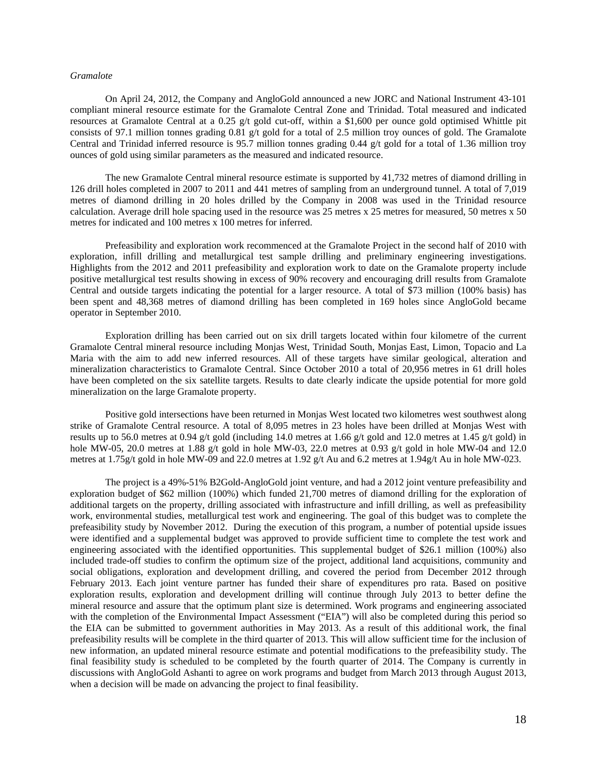*Gramalote*

On April 24, 2012, the Company and AngloGold announced a new JORC and National Instrument 43-101 compliant mineral resource estimate for the Gramalote Central Zone and Trinidad. Total measured and indicated resources at Gramalote Central at a 0.25 g/t gold cut-off, within a $1,600 per ounce gold optimised Whittle pit consists of 97.1 million tonnes grading 0.81 g/t gold for a total of 2.5 million troy ounces of gold. The Gramalote Central and Trinidad inferred resource is 95.7 million tonnes grading 0.44 g/t gold for a total of 1.36 million troy ounces of gold using similar parameters as the measured and indicated resource.

The new Gramalote Central mineral resource estimate is supported by 41,732 metres of diamond drilling in 126 drill holes completed in 2007 to 2011 and 441 metres of sampling from an underground tunnel. A total of 7,019 metres of diamond drilling in 20 holes drilled by the Company in 2008 was used in the Trinidad resource calculation. Average drill hole spacing used in the resource was 25 metres x 25 metres for measured, 50 metres x 50 metres for indicated and 100 metres x 100 metres for inferred.

Prefeasibility and exploration work recommenced at the Gramalote Project in the second half of 2010 with exploration, infill drilling and metallurgical test sample drilling and preliminary engineering investigations. Highlights from the 2012 and 2011 prefeasibility and exploration work to date on the Gramalote property include positive metallurgical test results showing in excess of 90% recovery and encouraging drill results from Gramalote Central and outside targets indicating the potential for a larger resource. A total of $73 million (100% basis) has been spent and 48,368 metres of diamond drilling has been completed in 169 holes since AngloGold became operator in September 2010.

Exploration drilling has been carried out on six drill targets located within four kilometre of the current Gramalote Central mineral resource including Monjas West, Trinidad South, Monjas East, Limon, Topacio and La Maria with the aim to add new inferred resources. All of these targets have similar geological, alteration and mineralization characteristics to Gramalote Central. Since October 2010 a total of 20,956 metres in 61 drill holes have been completed on the six satellite targets. Results to date clearly indicate the upside potential for more gold mineralization on the large Gramalote property.

Positive gold intersections have been returned in Monjas West located two kilometres west southwest along strike of Gramalote Central resource. A total of 8,095 metres in 23 holes have been drilled at Monjas West with results up to 56.0 metres at 0.94 g/t gold (including 14.0 metres at 1.66 g/t gold and 12.0 metres at 1.45 g/t gold) in hole MW-05, 20.0 metres at 1.88 g/t gold in hole MW-03, 22.0 metres at 0.93 g/t gold in hole MW-04 and 12.0 metres at 1.75g/t gold in hole MW-09 and 22.0 metres at 1.92 g/t Au and 6.2 metres at 1.94g/t Au in hole MW-023.

The project is a 49%-51% B2Gold-AngloGold joint venture, and had a 2012 joint venture prefeasibility and exploration budget of $62 million (100%) which funded 21,700 metres of diamond drilling for the exploration of additional targets on the property, drilling associated with infrastructure and infill drilling, as well as prefeasibility work, environmental studies, metallurgical test work and engineering. The goal of this budget was to complete the prefeasibility study by November 2012. During the execution of this program, a number of potential upside issues were identified and a supplemental budget was approved to provide sufficient time to complete the test work and engineering associated with the identified opportunities. This supplemental budget of $26.1 million (100%) also included trade-off studies to confirm the optimum size of the project, additional land acquisitions, community and social obligations, exploration and development drilling, and covered the period from December 2012 through February 2013. Each joint venture partner has funded their share of expenditures pro rata. Based on positive exploration results, exploration and development drilling will continue through July 2013 to better define the mineral resource and assure that the optimum plant size is determined. Work programs and engineering associated with the completion of the Environmental Impact Assessment ("EIA") will also be completed during this period so the EIA can be submitted to government authorities in May 2013. As a result of this additional work, the final prefeasibility results will be complete in the third quarter of 2013. This will allow sufficient time for the inclusion of new information, an updated mineral resource estimate and potential modifications to the prefeasibility study. The final feasibility study is scheduled to be completed by the fourth quarter of 2014. The Company is currently in discussions with AngloGold Ashanti to agree on work programs and budget from March 2013 through August 2013, when a decision will be made on advancing the project to final feasibility.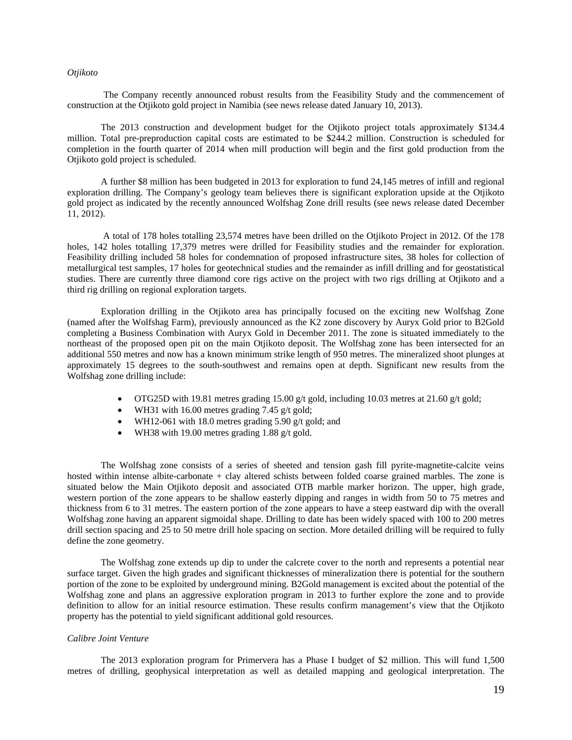*Otjikoto*

The Company recently announced robust results from the Feasibility Study and the commencement of construction at the Otjikoto gold project in Namibia (see news release dated January 10, 2013).

The 2013 construction and development budget for the Otjikoto project totals approximately $134.4 million. Total pre-preproduction capital costs are estimated to be $244.2 million. Construction is scheduled for completion in the fourth quarter of 2014 when mill production will begin and the first gold production from the Otjikoto gold project is scheduled.

A further $8 million has been budgeted in 2013 for exploration to fund 24,145 metres of infill and regional exploration drilling. The Company's geology team believes there is significant exploration upside at the Otjikoto gold project as indicated by the recently announced Wolfshag Zone drill results (see news release dated December 11, 2012).

A total of 178 holes totalling 23,574 metres have been drilled on the Otjikoto Project in 2012. Of the 178 holes, 142 holes totalling 17,379 metres were drilled for Feasibility studies and the remainder for exploration. Feasibility drilling included 58 holes for condemnation of proposed infrastructure sites, 38 holes for collection of metallurgical test samples, 17 holes for geotechnical studies and the remainder as infill drilling and for geostatistical studies. There are currently three diamond core rigs active on the project with two rigs drilling at Otjikoto and a third rig drilling on regional exploration targets.

Exploration drilling in the Otjikoto area has principally focused on the exciting new Wolfshag Zone (named after the Wolfshag Farm), previously announced as the K2 zone discovery by Auryx Gold prior to B2Gold completing a Business Combination with Auryx Gold in December 2011. The zone is situated immediately to the northeast of the proposed open pit on the main Otjikoto deposit. The Wolfshag zone has been intersected for an additional 550 metres and now has a known minimum strike length of 950 metres. The mineralized shoot plunges at approximately 15 degrees to the south-southwest and remains open at depth. Significant new results from the Wolfshag zone drilling include:

- OTG25D with 19.81 metres grading 15.00 g/t gold, including 10.03 metres at 21.60 g/t gold;
- WH31 with 16.00 metres grading 7.45 g/t gold;
- WH12-061 with 18.0 metres grading 5.90 g/t gold; and
- WH38 with 19.00 metres grading 1.88 g/t gold.

The Wolfshag zone consists of a series of sheeted and tension gash fill pyrite-magnetite-calcite veins hosted within intense albite-carbonate + clay altered schists between folded coarse grained marbles. The zone is situated below the Main Otjikoto deposit and associated OTB marble marker horizon. The upper, high grade, western portion of the zone appears to be shallow easterly dipping and ranges in width from 50 to 75 metres and thickness from 6 to 31 metres. The eastern portion of the zone appears to have a steep eastward dip with the overall Wolfshag zone having an apparent sigmoidal shape. Drilling to date has been widely spaced with 100 to 200 metres drill section spacing and 25 to 50 metre drill hole spacing on section. More detailed drilling will be required to fully define the zone geometry.

The Wolfshag zone extends up dip to under the calcrete cover to the north and represents a potential near surface target. Given the high grades and significant thicknesses of mineralization there is potential for the southern portion of the zone to be exploited by underground mining. B2Gold management is excited about the potential of the Wolfshag zone and plans an aggressive exploration program in 2013 to further explore the zone and to provide definition to allow for an initial resource estimation. These results confirm management's view that the Otjikoto property has the potential to yield significant additional gold resources.

*Calibre Joint Venture*

The 2013 exploration program for Primervera has a Phase I budget of $2 million. This will fund 1,500 metres of drilling, geophysical interpretation as well as detailed mapping and geological interpretation. The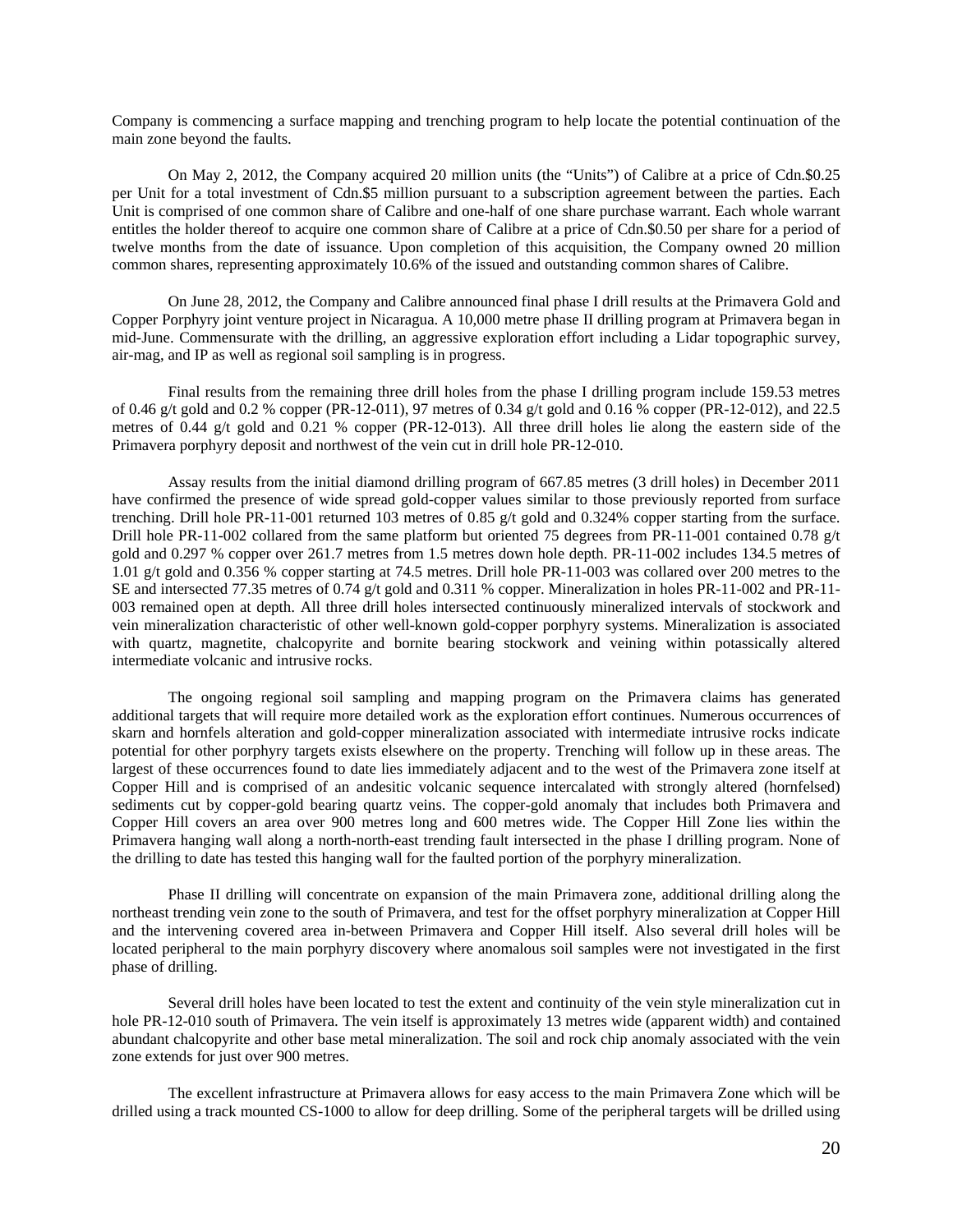Company is commencing a surface mapping and trenching program to help locate the potential continuation of the main zone beyond the faults.

On May 2, 2012, the Company acquired 20 million units (the "Units") of Calibre at a price of Cdn.$0.25 per Unit for a total investment of Cdn.$5 million pursuant to a subscription agreement between the parties. Each Unit is comprised of one common share of Calibre and one-half of one share purchase warrant. Each whole warrant entitles the holder thereof to acquire one common share of Calibre at a price of Cdn.$0.50 per share for a period of twelve months from the date of issuance. Upon completion of this acquisition, the Company owned 20 million common shares, representing approximately 10.6% of the issued and outstanding common shares of Calibre.

On June 28, 2012, the Company and Calibre announced final phase I drill results at the Primavera Gold and Copper Porphyry joint venture project in Nicaragua. A 10,000 metre phase II drilling program at Primavera began in mid-June. Commensurate with the drilling, an aggressive exploration effort including a Lidar topographic survey, air-mag, and IP as well as regional soil sampling is in progress.

Final results from the remaining three drill holes from the phase I drilling program include 159.53 metres of 0.46 g/t gold and 0.2 % copper (PR-12-011), 97 metres of 0.34 g/t gold and 0.16 % copper (PR-12-012), and 22.5 metres of 0.44 g/t gold and 0.21 % copper (PR-12-013). All three drill holes lie along the eastern side of the Primavera porphyry deposit and northwest of the vein cut in drill hole PR-12-010.

Assay results from the initial diamond drilling program of 667.85 metres (3 drill holes) in December 2011 have confirmed the presence of wide spread gold-copper values similar to those previously reported from surface trenching. Drill hole PR-11-001 returned 103 metres of 0.85 g/t gold and 0.324% copper starting from the surface. Drill hole PR-11-002 collared from the same platform but oriented 75 degrees from PR-11-001 contained 0.78 g/t gold and 0.297 % copper over 261.7 metres from 1.5 metres down hole depth. PR-11-002 includes 134.5 metres of 1.01 g/t gold and 0.356 % copper starting at 74.5 metres. Drill hole PR-11-003 was collared over 200 metres to the SE and intersected 77.35 metres of 0.74 g/t gold and 0.311 % copper. Mineralization in holes PR-11-002 and PR-11-003 remained open at depth. All three drill holes intersected continuously mineralized intervals of stockwork and vein mineralization characteristic of other well-known gold-copper porphyry systems. Mineralization is associated with quartz, magnetite, chalcopyrite and bornite bearing stockwork and veining within potassically altered intermediate volcanic and intrusive rocks.

The ongoing regional soil sampling and mapping program on the Primavera claims has generated additional targets that will require more detailed work as the exploration effort continues. Numerous occurrences of skarn and hornfels alteration and gold-copper mineralization associated with intermediate intrusive rocks indicate potential for other porphyry targets exists elsewhere on the property. Trenching will follow up in these areas. The largest of these occurrences found to date lies immediately adjacent and to the west of the Primavera zone itself at Copper Hill and is comprised of an andesitic volcanic sequence intercalated with strongly altered (hornfelsed) sediments cut by copper-gold bearing quartz veins. The copper-gold anomaly that includes both Primavera and Copper Hill covers an area over 900 metres long and 600 metres wide. The Copper Hill Zone lies within the Primavera hanging wall along a north-north-east trending fault intersected in the phase I drilling program. None of the drilling to date has tested this hanging wall for the faulted portion of the porphyry mineralization.

Phase II drilling will concentrate on expansion of the main Primavera zone, additional drilling along the northeast trending vein zone to the south of Primavera, and test for the offset porphyry mineralization at Copper Hill and the intervening covered area in-between Primavera and Copper Hill itself. Also several drill holes will be located peripheral to the main porphyry discovery where anomalous soil samples were not investigated in the first phase of drilling.

Several drill holes have been located to test the extent and continuity of the vein style mineralization cut in hole PR-12-010 south of Primavera. The vein itself is approximately 13 metres wide (apparent width) and contained abundant chalcopyrite and other base metal mineralization. The soil and rock chip anomaly associated with the vein zone extends for just over 900 metres.

The excellent infrastructure at Primavera allows for easy access to the main Primavera Zone which will be drilled using a track mounted CS-1000 to allow for deep drilling. Some of the peripheral targets will be drilled using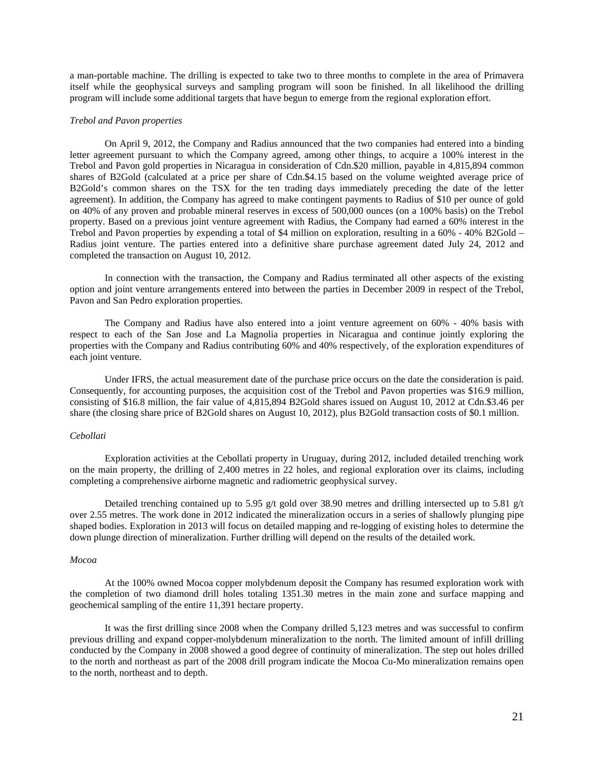a man-portable machine. The drilling is expected to take two to three months to complete in the area of Primavera itself while the geophysical surveys and sampling program will soon be finished. In all likelihood the drilling program will include some additional targets that have begun to emerge from the regional exploration effort.

*Trebol and Pavon properties*

On April 9, 2012, the Company and Radius announced that the two companies had entered into a binding letter agreement pursuant to which the Company agreed, among other things, to acquire a 100% interest in the Trebol and Pavon gold properties in Nicaragua in consideration of Cdn.$20 million, payable in 4,815,894 common shares of B2Gold (calculated at a price per share of Cdn.$4.15 based on the volume weighted average price of B2Gold's common shares on the TSX for the ten trading days immediately preceding the date of the letter agreement). In addition, the Company has agreed to make contingent payments to Radius of $10 per ounce of gold on 40% of any proven and probable mineral reserves in excess of 500,000 ounces (on a 100% basis) on the Trebol property. Based on a previous joint venture agreement with Radius, the Company had earned a 60% interest in the Trebol and Pavon properties by expending a total of $4 million on exploration, resulting in a 60% - 40% B2Gold – Radius joint venture. The parties entered into a definitive share purchase agreement dated July 24, 2012 and completed the transaction on August 10, 2012.

In connection with the transaction, the Company and Radius terminated all other aspects of the existing option and joint venture arrangements entered into between the parties in December 2009 in respect of the Trebol, Pavon and San Pedro exploration properties.

The Company and Radius have also entered into a joint venture agreement on 60% - 40% basis with respect to each of the San Jose and La Magnolia properties in Nicaragua and continue jointly exploring the properties with the Company and Radius contributing 60% and 40% respectively, of the exploration expenditures of each joint venture.

Under IFRS, the actual measurement date of the purchase price occurs on the date the consideration is paid. Consequently, for accounting purposes, the acquisition cost of the Trebol and Pavon properties was $16.9 million, consisting of $16.8 million, the fair value of 4,815,894 B2Gold shares issued on August 10, 2012 at Cdn.$3.46 per share (the closing share price of B2Gold shares on August 10, 2012), plus B2Gold transaction costs of $0.1 million.

*Cebollati*

Exploration activities at the Cebollati property in Uruguay, during 2012, included detailed trenching work on the main property, the drilling of 2,400 metres in 22 holes, and regional exploration over its claims, including completing a comprehensive airborne magnetic and radiometric geophysical survey.

Detailed trenching contained up to 5.95 g/t gold over 38.90 metres and drilling intersected up to 5.81 g/t over 2.55 metres. The work done in 2012 indicated the mineralization occurs in a series of shallowly plunging pipe shaped bodies. Exploration in 2013 will focus on detailed mapping and re-logging of existing holes to determine the down plunge direction of mineralization. Further drilling will depend on the results of the detailed work.

*Mocoa*

At the 100% owned Mocoa copper molybdenum deposit the Company has resumed exploration work with the completion of two diamond drill holes totaling 1351.30 metres in the main zone and surface mapping and geochemical sampling of the entire 11,391 hectare property.

It was the first drilling since 2008 when the Company drilled 5,123 metres and was successful to confirm previous drilling and expand copper-molybdenum mineralization to the north. The limited amount of infill drilling conducted by the Company in 2008 showed a good degree of continuity of mineralization. The step out holes drilled to the north and northeast as part of the 2008 drill program indicate the Mocoa Cu-Mo mineralization remains open to the north, northeast and to depth.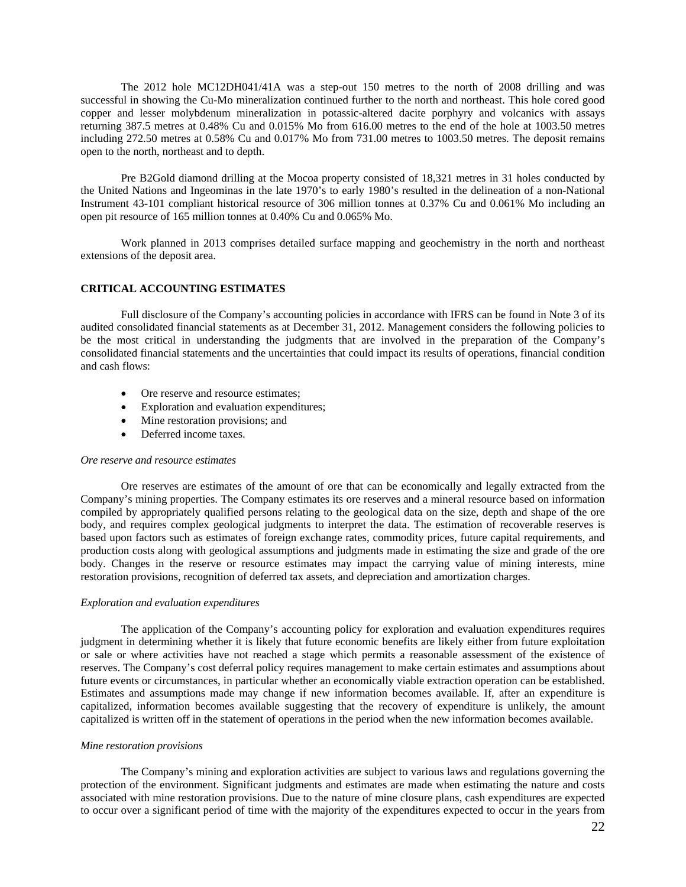The 2012 hole MC12DH041/41A was a step-out 150 metres to the north of 2008 drilling and was successful in showing the Cu-Mo mineralization continued further to the north and northeast. This hole cored good copper and lesser molybdenum mineralization in potassic-altered dacite porphyry and volcanics with assays returning 387.5 metres at 0.48% Cu and 0.015% Mo from 616.00 metres to the end of the hole at 1003.50 metres including 272.50 metres at 0.58% Cu and 0.017% Mo from 731.00 metres to 1003.50 metres. The deposit remains open to the north, northeast and to depth.

Pre B2Gold diamond drilling at the Mocoa property consisted of 18,321 metres in 31 holes conducted by the United Nations and Ingeominas in the late 1970's to early 1980's resulted in the delineation of a non-National Instrument 43-101 compliant historical resource of 306 million tonnes at 0.37% Cu and 0.061% Mo including an open pit resource of 165 million tonnes at 0.40% Cu and 0.065% Mo.

Work planned in 2013 comprises detailed surface mapping and geochemistry in the north and northeast extensions of the deposit area.

## CRITICAL ACCOUNTING ESTIMATES

Full disclosure of the Company's accounting policies in accordance with IFRS can be found in Note 3 of its audited consolidated financial statements as at December 31, 2012. Management considers the following policies to be the most critical in understanding the judgments that are involved in the preparation of the Company's consolidated financial statements and the uncertainties that could impact its results of operations, financial condition and cash flows:

- Ore reserve and resource estimates;
- Exploration and evaluation expenditures;
- Mine restoration provisions; and
- Deferred income taxes.

*Ore reserve and resource estimates*

Ore reserves are estimates of the amount of ore that can be economically and legally extracted from the Company's mining properties. The Company estimates its ore reserves and a mineral resource based on information compiled by appropriately qualified persons relating to the geological data on the size, depth and shape of the ore body, and requires complex geological judgments to interpret the data. The estimation of recoverable reserves is based upon factors such as estimates of foreign exchange rates, commodity prices, future capital requirements, and production costs along with geological assumptions and judgments made in estimating the size and grade of the ore body. Changes in the reserve or resource estimates may impact the carrying value of mining interests, mine restoration provisions, recognition of deferred tax assets, and depreciation and amortization charges.

*Exploration and evaluation expenditures*

The application of the Company's accounting policy for exploration and evaluation expenditures requires judgment in determining whether it is likely that future economic benefits are likely either from future exploitation or sale or where activities have not reached a stage which permits a reasonable assessment of the existence of reserves. The Company's cost deferral policy requires management to make certain estimates and assumptions about future events or circumstances, in particular whether an economically viable extraction operation can be established. Estimates and assumptions made may change if new information becomes available. If, after an expenditure is capitalized, information becomes available suggesting that the recovery of expenditure is unlikely, the amount capitalized is written off in the statement of operations in the period when the new information becomes available.

*Mine restoration provisions*

The Company's mining and exploration activities are subject to various laws and regulations governing the protection of the environment. Significant judgments and estimates are made when estimating the nature and costs associated with mine restoration provisions. Due to the nature of mine closure plans, cash expenditures are expected to occur over a significant period of time with the majority of the expenditures expected to occur in the years from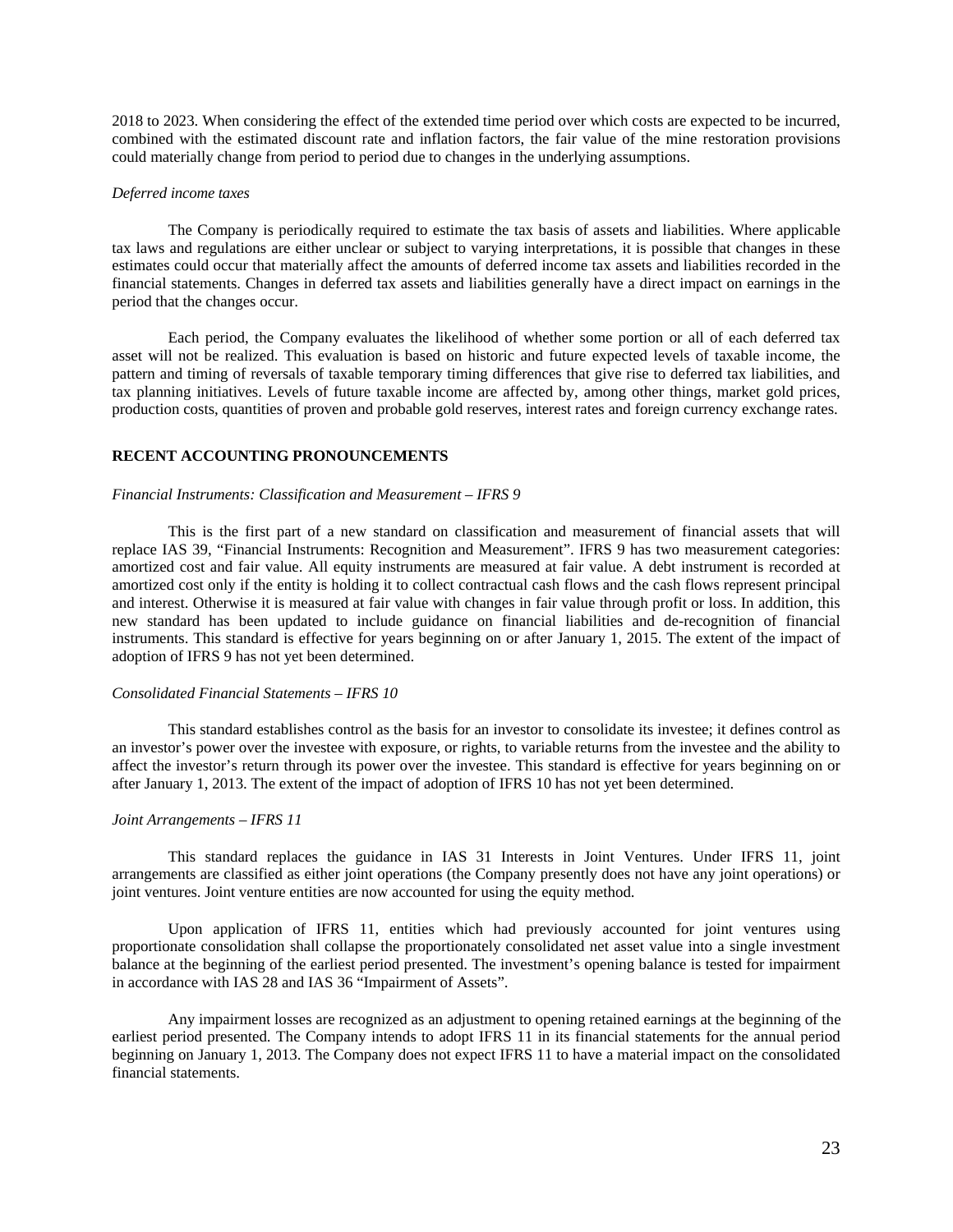2018 to 2023. When considering the effect of the extended time period over which costs are expected to be incurred, combined with the estimated discount rate and inflation factors, the fair value of the mine restoration provisions could materially change from period to period due to changes in the underlying assumptions.

*Deferred income taxes*

The Company is periodically required to estimate the tax basis of assets and liabilities. Where applicable tax laws and regulations are either unclear or subject to varying interpretations, it is possible that changes in these estimates could occur that materially affect the amounts of deferred income tax assets and liabilities recorded in the financial statements. Changes in deferred tax assets and liabilities generally have a direct impact on earnings in the period that the changes occur.

Each period, the Company evaluates the likelihood of whether some portion or all of each deferred tax asset will not be realized. This evaluation is based on historic and future expected levels of taxable income, the pattern and timing of reversals of taxable temporary timing differences that give rise to deferred tax liabilities, and tax planning initiatives. Levels of future taxable income are affected by, among other things, market gold prices, production costs, quantities of proven and probable gold reserves, interest rates and foreign currency exchange rates.

## RECENT ACCOUNTING PRONOUNCEMENTS

*Financial Instruments: Classification and Measurement – IFRS 9*

This is the first part of a new standard on classification and measurement of financial assets that will replace IAS 39, "Financial Instruments: Recognition and Measurement". IFRS 9 has two measurement categories: amortized cost and fair value. All equity instruments are measured at fair value. A debt instrument is recorded at amortized cost only if the entity is holding it to collect contractual cash flows and the cash flows represent principal and interest. Otherwise it is measured at fair value with changes in fair value through profit or loss. In addition, this new standard has been updated to include guidance on financial liabilities and de-recognition of financial instruments. This standard is effective for years beginning on or after January 1, 2015. The extent of the impact of adoption of IFRS 9 has not yet been determined.

*Consolidated Financial Statements – IFRS 10*

This standard establishes control as the basis for an investor to consolidate its investee; it defines control as an investor's power over the investee with exposure, or rights, to variable returns from the investee and the ability to affect the investor's return through its power over the investee. This standard is effective for years beginning on or after January 1, 2013. The extent of the impact of adoption of IFRS 10 has not yet been determined.

*Joint Arrangements – IFRS 11*

This standard replaces the guidance in IAS 31 Interests in Joint Ventures. Under IFRS 11, joint arrangements are classified as either joint operations (the Company presently does not have any joint operations) or joint ventures. Joint venture entities are now accounted for using the equity method.

Upon application of IFRS 11, entities which had previously accounted for joint ventures using proportionate consolidation shall collapse the proportionately consolidated net asset value into a single investment balance at the beginning of the earliest period presented. The investment's opening balance is tested for impairment in accordance with IAS 28 and IAS 36 "Impairment of Assets".

Any impairment losses are recognized as an adjustment to opening retained earnings at the beginning of the earliest period presented. The Company intends to adopt IFRS 11 in its financial statements for the annual period beginning on January 1, 2013. The Company does not expect IFRS 11 to have a material impact on the consolidated financial statements.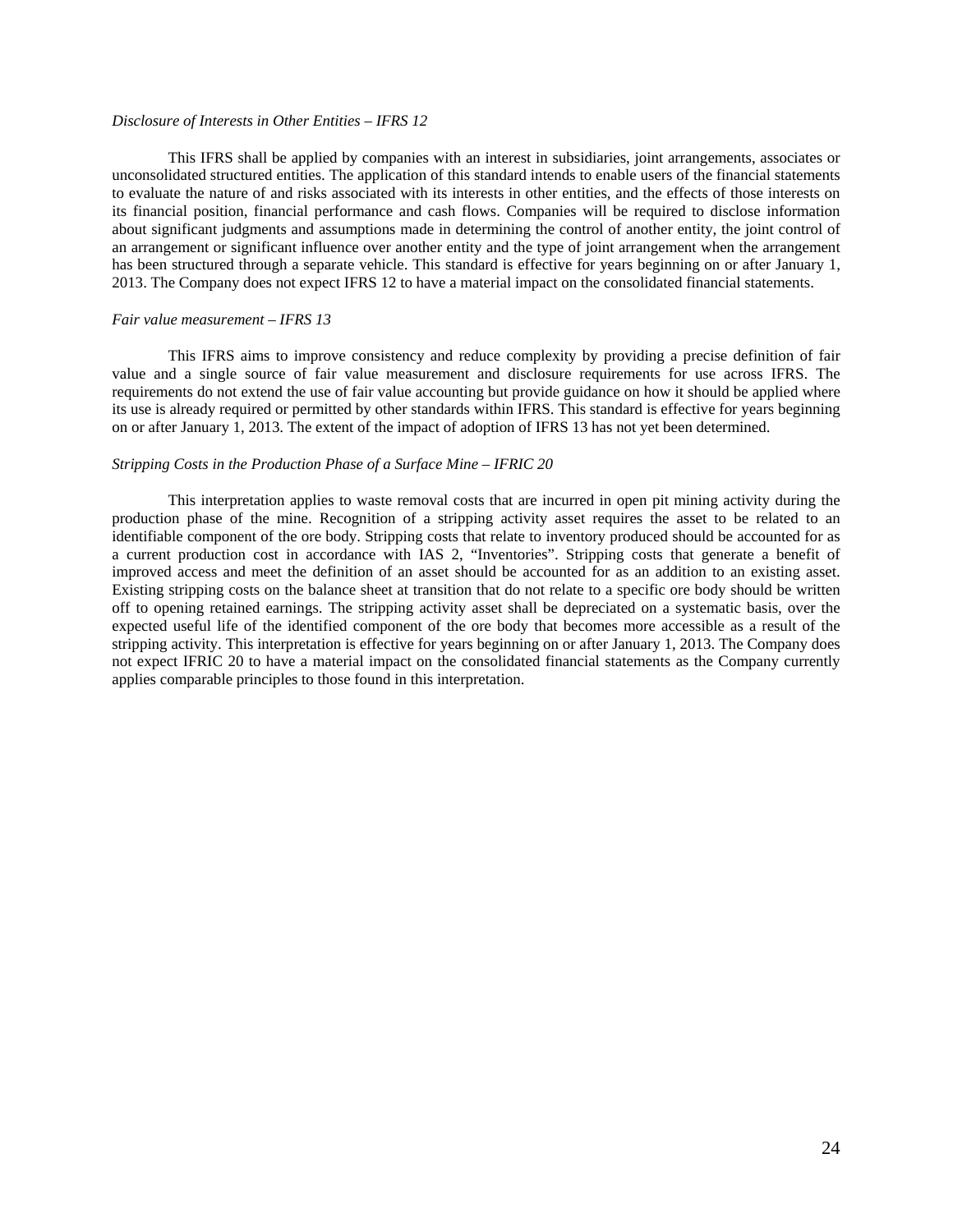*Disclosure of Interests in Other Entities – IFRS 12*

This IFRS shall be applied by companies with an interest in subsidiaries, joint arrangements, associates or unconsolidated structured entities. The application of this standard intends to enable users of the financial statements to evaluate the nature of and risks associated with its interests in other entities, and the effects of those interests on its financial position, financial performance and cash flows. Companies will be required to disclose information about significant judgments and assumptions made in determining the control of another entity, the joint control of an arrangement or significant influence over another entity and the type of joint arrangement when the arrangement has been structured through a separate vehicle. This standard is effective for years beginning on or after January 1, 2013. The Company does not expect IFRS 12 to have a material impact on the consolidated financial statements.

*Fair value measurement – IFRS 13*

This IFRS aims to improve consistency and reduce complexity by providing a precise definition of fair value and a single source of fair value measurement and disclosure requirements for use across IFRS. The requirements do not extend the use of fair value accounting but provide guidance on how it should be applied where its use is already required or permitted by other standards within IFRS. This standard is effective for years beginning on or after January 1, 2013. The extent of the impact of adoption of IFRS 13 has not yet been determined.

*Stripping Costs in the Production Phase of a Surface Mine – IFRIC 20*

This interpretation applies to waste removal costs that are incurred in open pit mining activity during the production phase of the mine. Recognition of a stripping activity asset requires the asset to be related to an identifiable component of the ore body. Stripping costs that relate to inventory produced should be accounted for as a current production cost in accordance with IAS 2, "Inventories". Stripping costs that generate a benefit of improved access and meet the definition of an asset should be accounted for as an addition to an existing asset. Existing stripping costs on the balance sheet at transition that do not relate to a specific ore body should be written off to opening retained earnings. The stripping activity asset shall be depreciated on a systematic basis, over the expected useful life of the identified component of the ore body that becomes more accessible as a result of the stripping activity. This interpretation is effective for years beginning on or after January 1, 2013. The Company does not expect IFRIC 20 to have a material impact on the consolidated financial statements as the Company currently applies comparable principles to those found in this interpretation.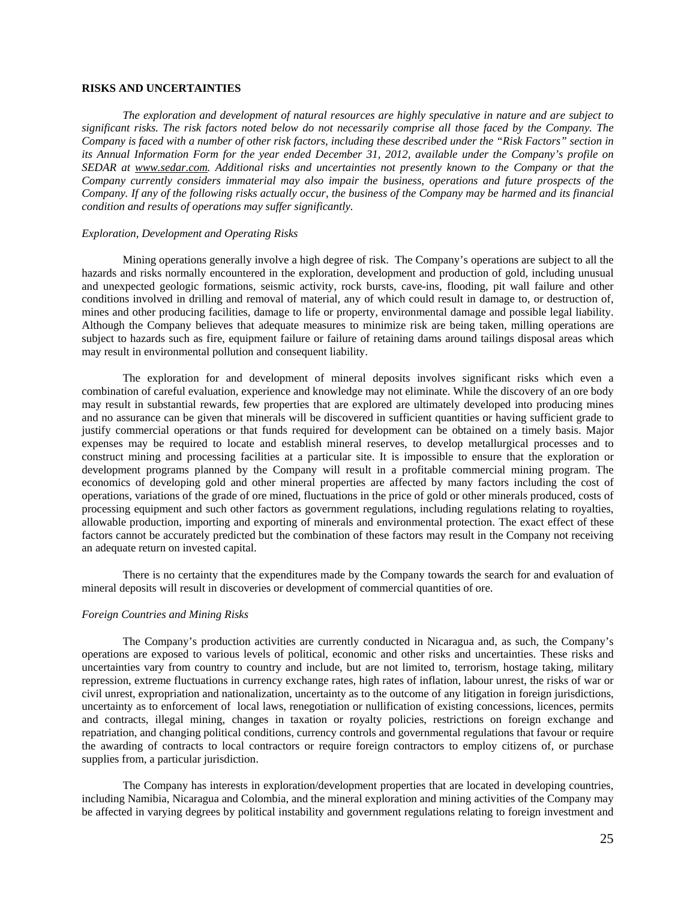## RISKS AND UNCERTAINTIES

*The exploration and development of natural resources are highly speculative in nature and are subject to significant risks. The risk factors noted below do not necessarily comprise all those faced by the Company. The Company is faced with a number of other risk factors, including these described under the "Risk Factors" section in its Annual Information Form for the year ended December 31, 2012, available under the Company's profile on SEDAR at www.sedar.com. Additional risks and uncertainties not presently known to the Company or that the Company currently considers immaterial may also impair the business, operations and future prospects of the Company. If any of the following risks actually occur, the business of the Company may be harmed and its financial condition and results of operations may suffer significantly.*

### *Exploration, Development and Operating Risks*

Mining operations generally involve a high degree of risk. The Company's operations are subject to all the hazards and risks normally encountered in the exploration, development and production of gold, including unusual and unexpected geologic formations, seismic activity, rock bursts, cave-ins, flooding, pit wall failure and other conditions involved in drilling and removal of material, any of which could result in damage to, or destruction of, mines and other producing facilities, damage to life or property, environmental damage and possible legal liability. Although the Company believes that adequate measures to minimize risk are being taken, milling operations are subject to hazards such as fire, equipment failure or failure of retaining dams around tailings disposal areas which may result in environmental pollution and consequent liability.

The exploration for and development of mineral deposits involves significant risks which even a combination of careful evaluation, experience and knowledge may not eliminate. While the discovery of an ore body may result in substantial rewards, few properties that are explored are ultimately developed into producing mines and no assurance can be given that minerals will be discovered in sufficient quantities or having sufficient grade to justify commercial operations or that funds required for development can be obtained on a timely basis. Major expenses may be required to locate and establish mineral reserves, to develop metallurgical processes and to construct mining and processing facilities at a particular site. It is impossible to ensure that the exploration or development programs planned by the Company will result in a profitable commercial mining program. The economics of developing gold and other mineral properties are affected by many factors including the cost of operations, variations of the grade of ore mined, fluctuations in the price of gold or other minerals produced, costs of processing equipment and such other factors as government regulations, including regulations relating to royalties, allowable production, importing and exporting of minerals and environmental protection. The exact effect of these factors cannot be accurately predicted but the combination of these factors may result in the Company not receiving an adequate return on invested capital.

There is no certainty that the expenditures made by the Company towards the search for and evaluation of mineral deposits will result in discoveries or development of commercial quantities of ore.

### *Foreign Countries and Mining Risks*

The Company's production activities are currently conducted in Nicaragua and, as such, the Company's operations are exposed to various levels of political, economic and other risks and uncertainties. These risks and uncertainties vary from country to country and include, but are not limited to, terrorism, hostage taking, military repression, extreme fluctuations in currency exchange rates, high rates of inflation, labour unrest, the risks of war or civil unrest, expropriation and nationalization, uncertainty as to the outcome of any litigation in foreign jurisdictions, uncertainty as to enforcement of local laws, renegotiation or nullification of existing concessions, licences, permits and contracts, illegal mining, changes in taxation or royalty policies, restrictions on foreign exchange and repatriation, and changing political conditions, currency controls and governmental regulations that favour or require the awarding of contracts to local contractors or require foreign contractors to employ citizens of, or purchase supplies from, a particular jurisdiction.

The Company has interests in exploration/development properties that are located in developing countries, including Namibia, Nicaragua and Colombia, and the mineral exploration and mining activities of the Company may be affected in varying degrees by political instability and government regulations relating to foreign investment and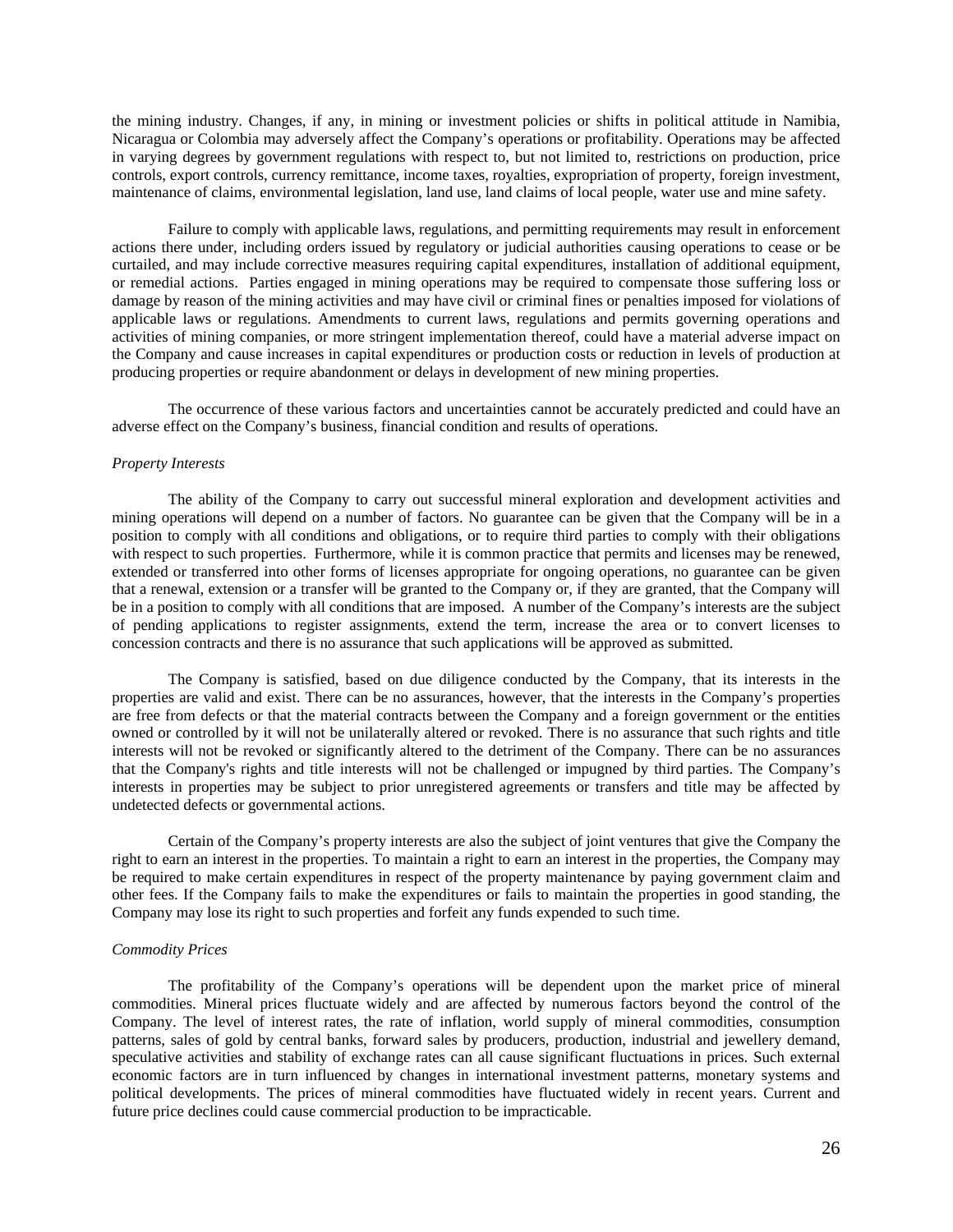the mining industry. Changes, if any, in mining or investment policies or shifts in political attitude in Namibia, Nicaragua or Colombia may adversely affect the Company's operations or profitability. Operations may be affected in varying degrees by government regulations with respect to, but not limited to, restrictions on production, price controls, export controls, currency remittance, income taxes, royalties, expropriation of property, foreign investment, maintenance of claims, environmental legislation, land use, land claims of local people, water use and mine safety.

Failure to comply with applicable laws, regulations, and permitting requirements may result in enforcement actions there under, including orders issued by regulatory or judicial authorities causing operations to cease or be curtailed, and may include corrective measures requiring capital expenditures, installation of additional equipment, or remedial actions. Parties engaged in mining operations may be required to compensate those suffering loss or damage by reason of the mining activities and may have civil or criminal fines or penalties imposed for violations of applicable laws or regulations. Amendments to current laws, regulations and permits governing operations and activities of mining companies, or more stringent implementation thereof, could have a material adverse impact on the Company and cause increases in capital expenditures or production costs or reduction in levels of production at producing properties or require abandonment or delays in development of new mining properties.

The occurrence of these various factors and uncertainties cannot be accurately predicted and could have an adverse effect on the Company's business, financial condition and results of operations.

*Property Interests*

The ability of the Company to carry out successful mineral exploration and development activities and mining operations will depend on a number of factors. No guarantee can be given that the Company will be in a position to comply with all conditions and obligations, or to require third parties to comply with their obligations with respect to such properties. Furthermore, while it is common practice that permits and licenses may be renewed, extended or transferred into other forms of licenses appropriate for ongoing operations, no guarantee can be given that a renewal, extension or a transfer will be granted to the Company or, if they are granted, that the Company will be in a position to comply with all conditions that are imposed. A number of the Company's interests are the subject of pending applications to register assignments, extend the term, increase the area or to convert licenses to concession contracts and there is no assurance that such applications will be approved as submitted.

The Company is satisfied, based on due diligence conducted by the Company, that its interests in the properties are valid and exist. There can be no assurances, however, that the interests in the Company's properties are free from defects or that the material contracts between the Company and a foreign government or the entities owned or controlled by it will not be unilaterally altered or revoked. There is no assurance that such rights and title interests will not be revoked or significantly altered to the detriment of the Company. There can be no assurances that the Company's rights and title interests will not be challenged or impugned by third parties. The Company's interests in properties may be subject to prior unregistered agreements or transfers and title may be affected by undetected defects or governmental actions.

Certain of the Company's property interests are also the subject of joint ventures that give the Company the right to earn an interest in the properties. To maintain a right to earn an interest in the properties, the Company may be required to make certain expenditures in respect of the property maintenance by paying government claim and other fees. If the Company fails to make the expenditures or fails to maintain the properties in good standing, the Company may lose its right to such properties and forfeit any funds expended to such time.

*Commodity Prices*

The profitability of the Company's operations will be dependent upon the market price of mineral commodities. Mineral prices fluctuate widely and are affected by numerous factors beyond the control of the Company. The level of interest rates, the rate of inflation, world supply of mineral commodities, consumption patterns, sales of gold by central banks, forward sales by producers, production, industrial and jewellery demand, speculative activities and stability of exchange rates can all cause significant fluctuations in prices. Such external economic factors are in turn influenced by changes in international investment patterns, monetary systems and political developments. The prices of mineral commodities have fluctuated widely in recent years. Current and future price declines could cause commercial production to be impracticable.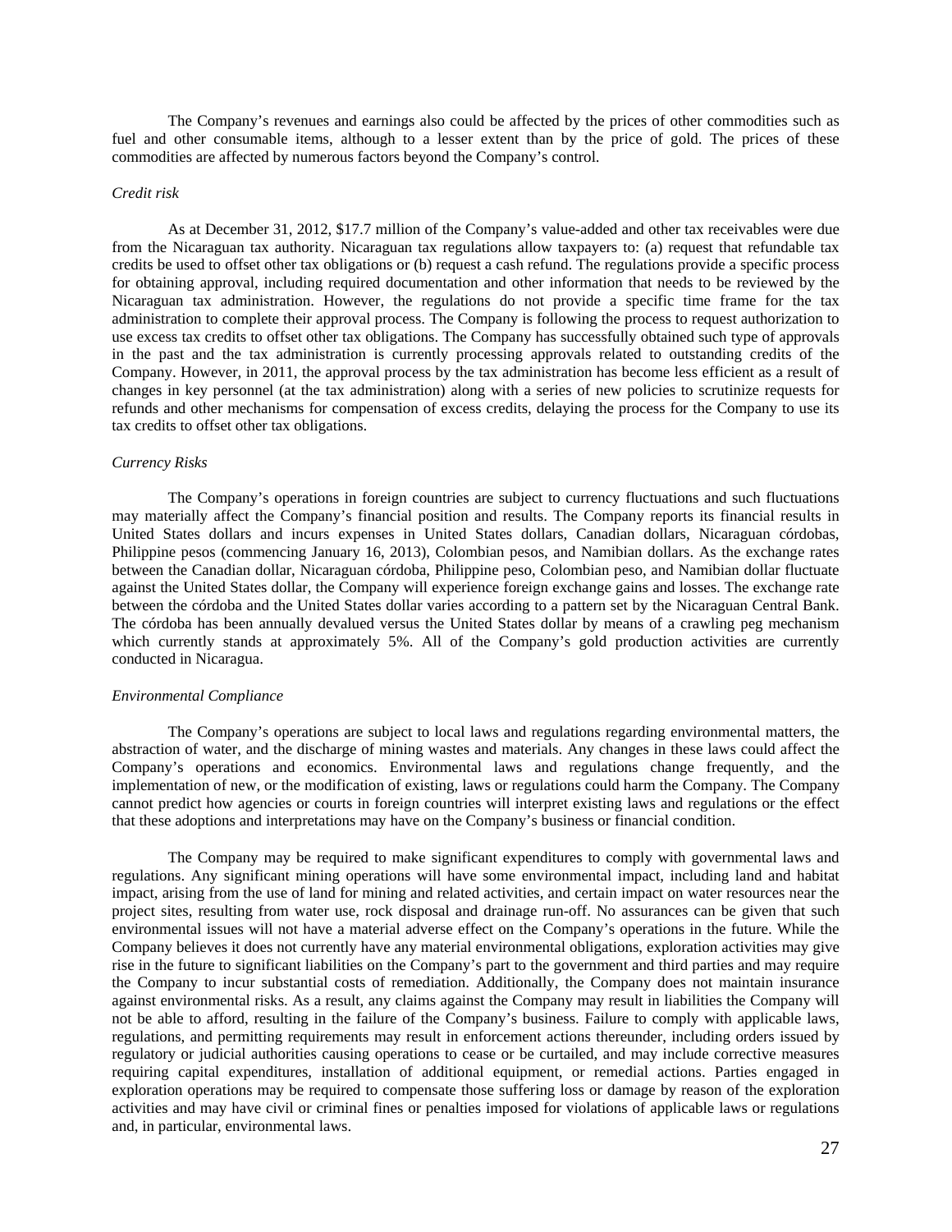The Company's revenues and earnings also could be affected by the prices of other commodities such as fuel and other consumable items, although to a lesser extent than by the price of gold. The prices of these commodities are affected by numerous factors beyond the Company's control.

*Credit risk*

As at December 31, 2012, $17.7 million of the Company's value-added and other tax receivables were due from the Nicaraguan tax authority. Nicaraguan tax regulations allow taxpayers to: (a) request that refundable tax credits be used to offset other tax obligations or (b) request a cash refund. The regulations provide a specific process for obtaining approval, including required documentation and other information that needs to be reviewed by the Nicaraguan tax administration. However, the regulations do not provide a specific time frame for the tax administration to complete their approval process. The Company is following the process to request authorization to use excess tax credits to offset other tax obligations. The Company has successfully obtained such type of approvals in the past and the tax administration is currently processing approvals related to outstanding credits of the Company. However, in 2011, the approval process by the tax administration has become less efficient as a result of changes in key personnel (at the tax administration) along with a series of new policies to scrutinize requests for refunds and other mechanisms for compensation of excess credits, delaying the process for the Company to use its tax credits to offset other tax obligations.

*Currency Risks*

The Company's operations in foreign countries are subject to currency fluctuations and such fluctuations may materially affect the Company's financial position and results. The Company reports its financial results in United States dollars and incurs expenses in United States dollars, Canadian dollars, Nicaraguan córdobas, Philippine pesos (commencing January 16, 2013), Colombian pesos, and Namibian dollars. As the exchange rates between the Canadian dollar, Nicaraguan córdoba, Philippine peso, Colombian peso, and Namibian dollar fluctuate against the United States dollar, the Company will experience foreign exchange gains and losses. The exchange rate between the córdoba and the United States dollar varies according to a pattern set by the Nicaraguan Central Bank. The córdoba has been annually devalued versus the United States dollar by means of a crawling peg mechanism which currently stands at approximately 5%. All of the Company's gold production activities are currently conducted in Nicaragua.

*Environmental Compliance*

The Company's operations are subject to local laws and regulations regarding environmental matters, the abstraction of water, and the discharge of mining wastes and materials. Any changes in these laws could affect the Company's operations and economics. Environmental laws and regulations change frequently, and the implementation of new, or the modification of existing, laws or regulations could harm the Company. The Company cannot predict how agencies or courts in foreign countries will interpret existing laws and regulations or the effect that these adoptions and interpretations may have on the Company's business or financial condition.

The Company may be required to make significant expenditures to comply with governmental laws and regulations. Any significant mining operations will have some environmental impact, including land and habitat impact, arising from the use of land for mining and related activities, and certain impact on water resources near the project sites, resulting from water use, rock disposal and drainage run-off. No assurances can be given that such environmental issues will not have a material adverse effect on the Company's operations in the future. While the Company believes it does not currently have any material environmental obligations, exploration activities may give rise in the future to significant liabilities on the Company's part to the government and third parties and may require the Company to incur substantial costs of remediation. Additionally, the Company does not maintain insurance against environmental risks. As a result, any claims against the Company may result in liabilities the Company will not be able to afford, resulting in the failure of the Company's business. Failure to comply with applicable laws, regulations, and permitting requirements may result in enforcement actions thereunder, including orders issued by regulatory or judicial authorities causing operations to cease or be curtailed, and may include corrective measures requiring capital expenditures, installation of additional equipment, or remedial actions. Parties engaged in exploration operations may be required to compensate those suffering loss or damage by reason of the exploration activities and may have civil or criminal fines or penalties imposed for violations of applicable laws or regulations and, in particular, environmental laws.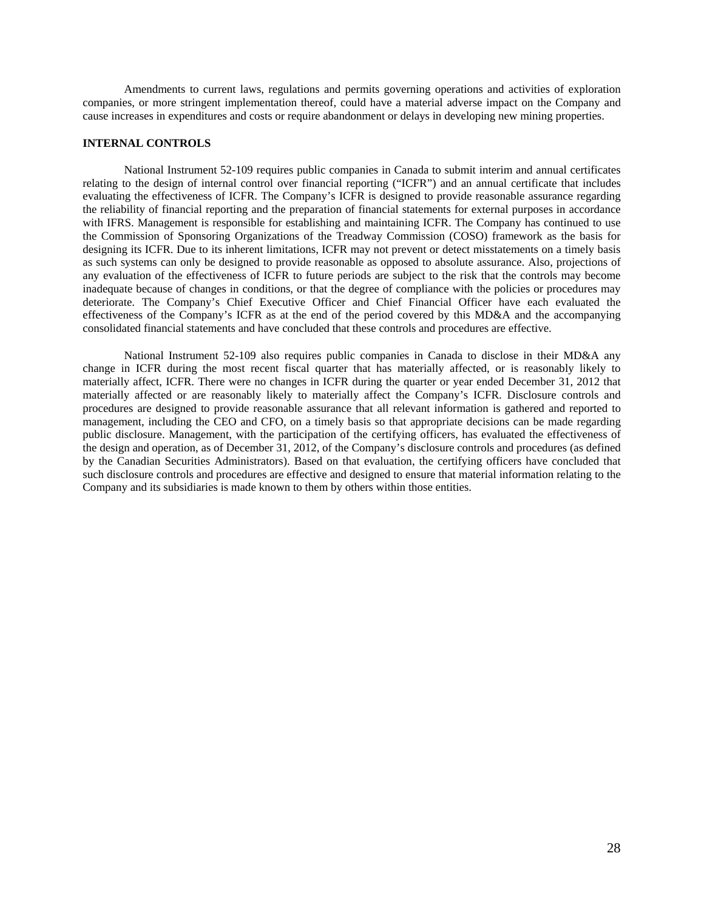Amendments to current laws, regulations and permits governing operations and activities of exploration companies, or more stringent implementation thereof, could have a material adverse impact on the Company and cause increases in expenditures and costs or require abandonment or delays in developing new mining properties.

**INTERNAL CONTROLS**

National Instrument 52-109 requires public companies in Canada to submit interim and annual certificates relating to the design of internal control over financial reporting ("ICFR") and an annual certificate that includes evaluating the effectiveness of ICFR. The Company's ICFR is designed to provide reasonable assurance regarding the reliability of financial reporting and the preparation of financial statements for external purposes in accordance with IFRS. Management is responsible for establishing and maintaining ICFR. The Company has continued to use the Commission of Sponsoring Organizations of the Treadway Commission (COSO) framework as the basis for designing its ICFR. Due to its inherent limitations, ICFR may not prevent or detect misstatements on a timely basis as such systems can only be designed to provide reasonable as opposed to absolute assurance. Also, projections of any evaluation of the effectiveness of ICFR to future periods are subject to the risk that the controls may become inadequate because of changes in conditions, or that the degree of compliance with the policies or procedures may deteriorate. The Company's Chief Executive Officer and Chief Financial Officer have each evaluated the effectiveness of the Company's ICFR as at the end of the period covered by this MD&A and the accompanying consolidated financial statements and have concluded that these controls and procedures are effective.

National Instrument 52-109 also requires public companies in Canada to disclose in their MD&A any change in ICFR during the most recent fiscal quarter that has materially affected, or is reasonably likely to materially affect, ICFR. There were no changes in ICFR during the quarter or year ended December 31, 2012 that materially affected or are reasonably likely to materially affect the Company's ICFR. Disclosure controls and procedures are designed to provide reasonable assurance that all relevant information is gathered and reported to management, including the CEO and CFO, on a timely basis so that appropriate decisions can be made regarding public disclosure. Management, with the participation of the certifying officers, has evaluated the effectiveness of the design and operation, as of December 31, 2012, of the Company's disclosure controls and procedures (as defined by the Canadian Securities Administrators). Based on that evaluation, the certifying officers have concluded that such disclosure controls and procedures are effective and designed to ensure that material information relating to the Company and its subsidiaries is made known to them by others within those entities.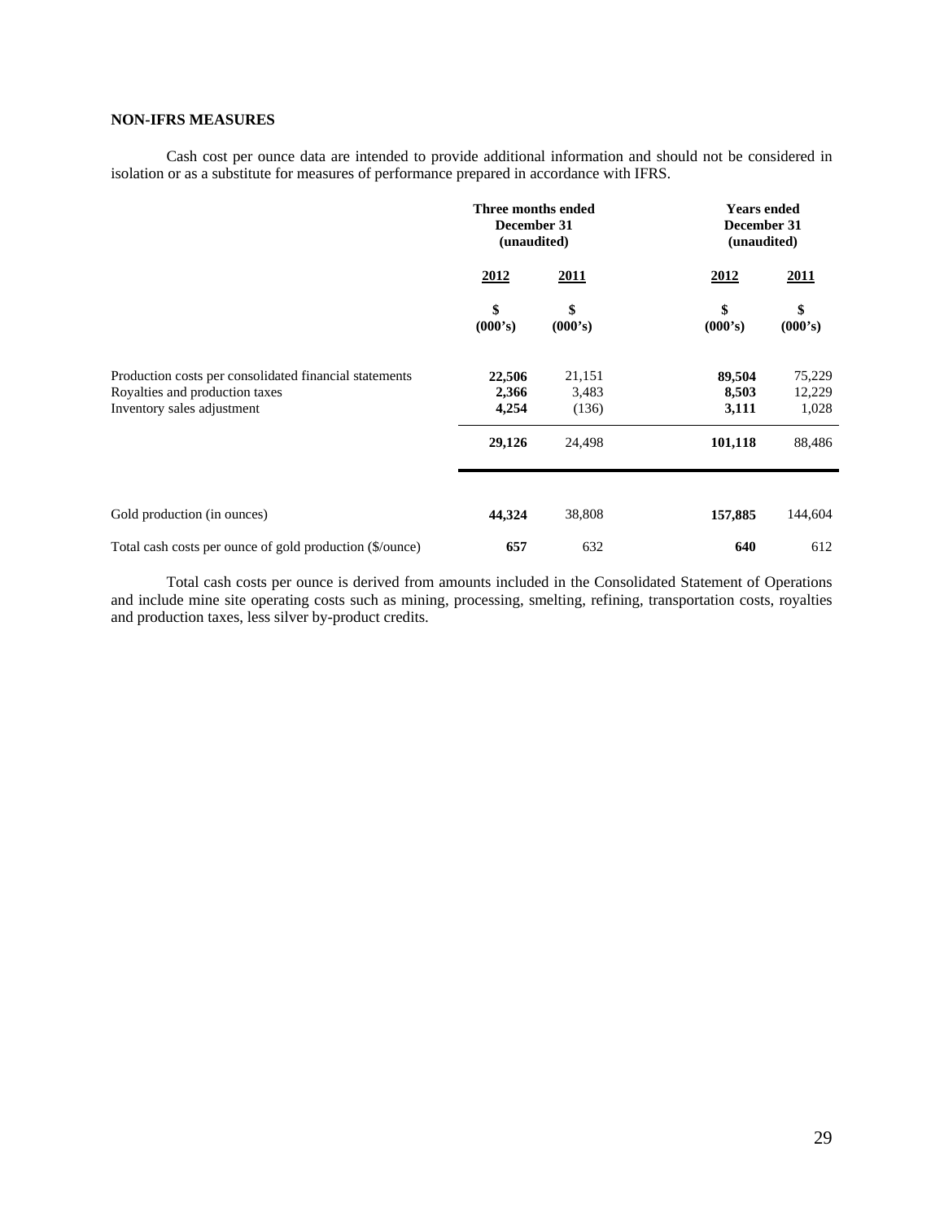## NON-IFRS MEASURES

Cash cost per ounce data are intended to provide additional information and should not be considered in isolation or as a substitute for measures of performance prepared in accordance with IFRS.

| | Three months ended December 31 (unaudited) | | Years ended December 31 (unaudited) | |
|---|---|---|---|---|
| | **2012** | **2011** | **2012** | **2011** |
| | **\$ (000's)** | **\$ (000's)** | **\$ (000's)** | **\$ (000's)** |
| Production costs per consolidated financial statements | **22,506** | 21,151 | **89,504** | 75,229 |
| Royalties and production taxes | **2,366** | 3,483 | **8,503** | 12,229 |
| Inventory sales adjustment | **4,254** | (136) | **3,111** | 1,028 |
| | **29,126** | 24,498 | **101,118** | 88,486 |
| Gold production (in ounces) | **44,324** | 38,808 | **157,885** | 144,604 |
| Total cash costs per ounce of gold production (\$/ounce) | **657** | 632 | **640** | 612 |

Total cash costs per ounce is derived from amounts included in the Consolidated Statement of Operations and include mine site operating costs such as mining, processing, smelting, refining, transportation costs, royalties and production taxes, less silver by-product credits.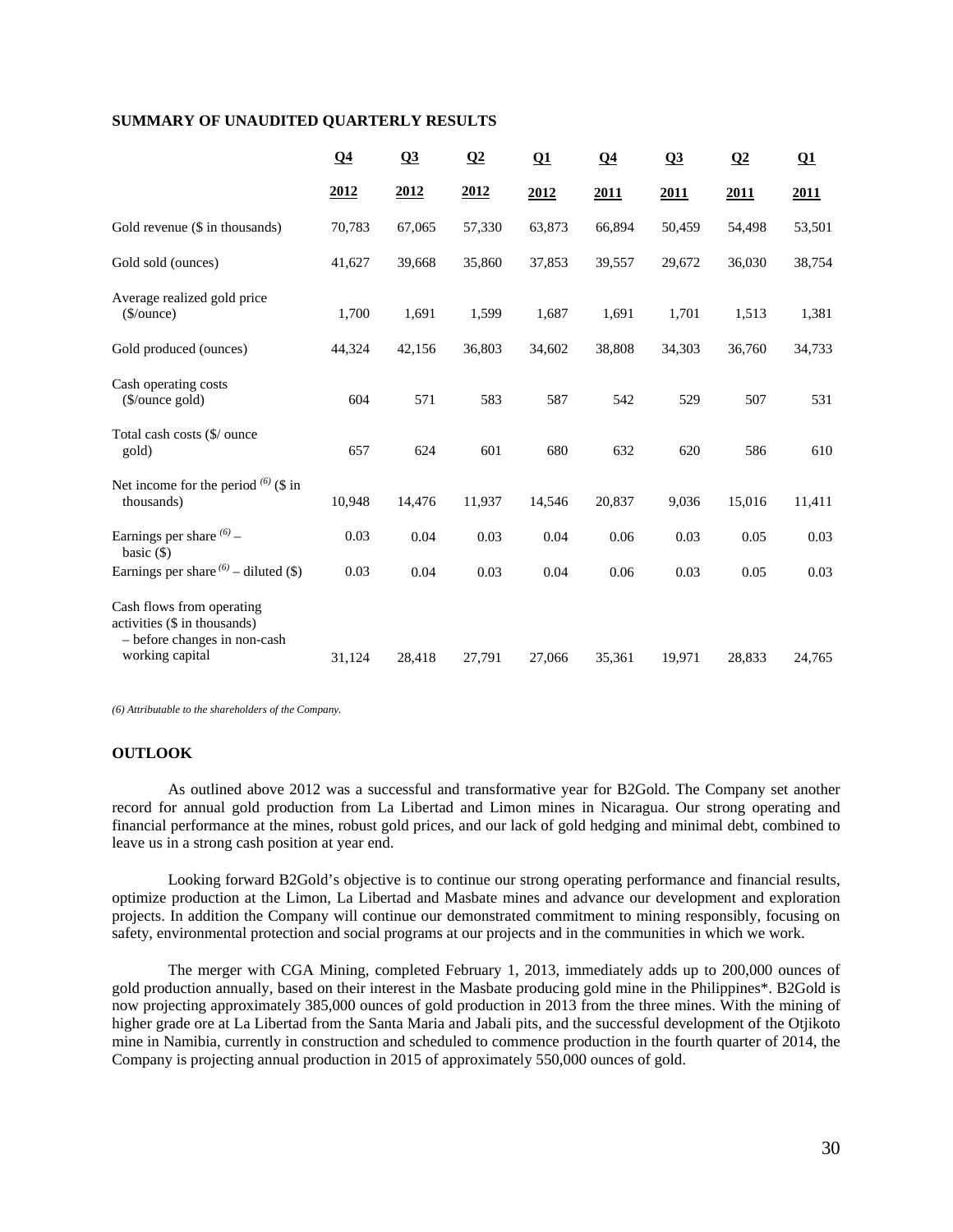## SUMMARY OF UNAUDITED QUARTERLY RESULTS

| | Q4 2012 | Q3 2012 | Q2 2012 | Q1 2012 | Q4 2011 | Q3 2011 | Q2 2011 | Q1 2011 |
|---|---|---|---|---|---|---|---|---|
| Gold revenue ($ in thousands) | 70,783 | 67,065 | 57,330 | 63,873 | 66,894 | 50,459 | 54,498 | 53,501 |
| Gold sold (ounces) | 41,627 | 39,668 | 35,860 | 37,853 | 39,557 | 29,672 | 36,030 | 38,754 |
| Average realized gold price ($/ounce) | 1,700 | 1,691 | 1,599 | 1,687 | 1,691 | 1,701 | 1,513 | 1,381 |
| Gold produced (ounces) | 44,324 | 42,156 | 36,803 | 34,602 | 38,808 | 34,303 | 36,760 | 34,733 |
| Cash operating costs ($/ounce gold) | 604 | 571 | 583 | 587 | 542 | 529 | 507 | 531 |
| Total cash costs ($/ ounce gold) | 657 | 624 | 601 | 680 | 632 | 620 | 586 | 610 |
| Net income for the period (6) ($ in thousands) | 10,948 | 14,476 | 11,937 | 14,546 | 20,837 | 9,036 | 15,016 | 11,411 |
| Earnings per share (6) – basic ($) | 0.03 | 0.04 | 0.03 | 0.04 | 0.06 | 0.03 | 0.05 | 0.03 |
| Earnings per share (6) – diluted ($) | 0.03 | 0.04 | 0.03 | 0.04 | 0.06 | 0.03 | 0.05 | 0.03 |
| Cash flows from operating activities ($ in thousands) – before changes in non-cash working capital | 31,124 | 28,418 | 27,791 | 27,066 | 35,361 | 19,971 | 28,833 | 24,765 |

*(6) Attributable to the shareholders of the Company.*

## OUTLOOK

As outlined above 2012 was a successful and transformative year for B2Gold. The Company set another record for annual gold production from La Libertad and Limon mines in Nicaragua. Our strong operating and financial performance at the mines, robust gold prices, and our lack of gold hedging and minimal debt, combined to leave us in a strong cash position at year end.

Looking forward B2Gold's objective is to continue our strong operating performance and financial results, optimize production at the Limon, La Libertad and Masbate mines and advance our development and exploration projects. In addition the Company will continue our demonstrated commitment to mining responsibly, focusing on safety, environmental protection and social programs at our projects and in the communities in which we work.

The merger with CGA Mining, completed February 1, 2013, immediately adds up to 200,000 ounces of gold production annually, based on their interest in the Masbate producing gold mine in the Philippines*. B2Gold is now projecting approximately 385,000 ounces of gold production in 2013 from the three mines. With the mining of higher grade ore at La Libertad from the Santa Maria and Jabali pits, and the successful development of the Otjikoto mine in Namibia, currently in construction and scheduled to commence production in the fourth quarter of 2014, the Company is projecting annual production in 2015 of approximately 550,000 ounces of gold.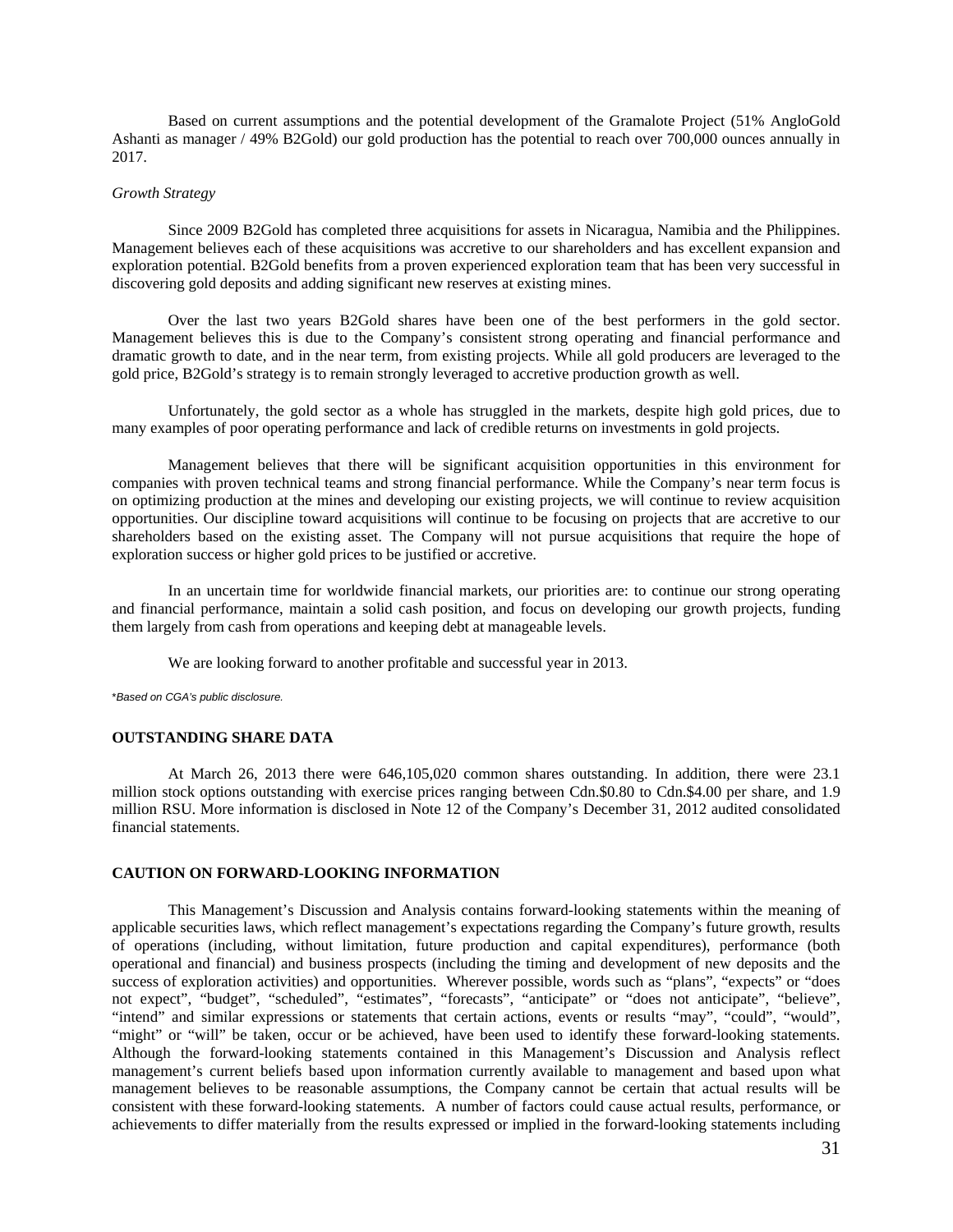Based on current assumptions and the potential development of the Gramalote Project (51% AngloGold Ashanti as manager / 49% B2Gold) our gold production has the potential to reach over 700,000 ounces annually in 2017.

*Growth Strategy*

Since 2009 B2Gold has completed three acquisitions for assets in Nicaragua, Namibia and the Philippines. Management believes each of these acquisitions was accretive to our shareholders and has excellent expansion and exploration potential. B2Gold benefits from a proven experienced exploration team that has been very successful in discovering gold deposits and adding significant new reserves at existing mines.

Over the last two years B2Gold shares have been one of the best performers in the gold sector. Management believes this is due to the Company's consistent strong operating and financial performance and dramatic growth to date, and in the near term, from existing projects. While all gold producers are leveraged to the gold price, B2Gold's strategy is to remain strongly leveraged to accretive production growth as well.

Unfortunately, the gold sector as a whole has struggled in the markets, despite high gold prices, due to many examples of poor operating performance and lack of credible returns on investments in gold projects.

Management believes that there will be significant acquisition opportunities in this environment for companies with proven technical teams and strong financial performance. While the Company's near term focus is on optimizing production at the mines and developing our existing projects, we will continue to review acquisition opportunities. Our discipline toward acquisitions will continue to be focusing on projects that are accretive to our shareholders based on the existing asset. The Company will not pursue acquisitions that require the hope of exploration success or higher gold prices to be justified or accretive.

In an uncertain time for worldwide financial markets, our priorities are: to continue our strong operating and financial performance, maintain a solid cash position, and focus on developing our growth projects, funding them largely from cash from operations and keeping debt at manageable levels.

We are looking forward to another profitable and successful year in 2013.

*\*Based on CGA's public disclosure.*

## OUTSTANDING SHARE DATA

At March 26, 2013 there were 646,105,020 common shares outstanding. In addition, there were 23.1 million stock options outstanding with exercise prices ranging between Cdn.$0.80 to Cdn.$4.00 per share, and 1.9 million RSU. More information is disclosed in Note 12 of the Company's December 31, 2012 audited consolidated financial statements.

## CAUTION ON FORWARD-LOOKING INFORMATION

This Management's Discussion and Analysis contains forward-looking statements within the meaning of applicable securities laws, which reflect management's expectations regarding the Company's future growth, results of operations (including, without limitation, future production and capital expenditures), performance (both operational and financial) and business prospects (including the timing and development of new deposits and the success of exploration activities) and opportunities. Wherever possible, words such as "plans", "expects" or "does not expect", "budget", "scheduled", "estimates", "forecasts", "anticipate" or "does not anticipate", "believe", "intend" and similar expressions or statements that certain actions, events or results "may", "could", "would", "might" or "will" be taken, occur or be achieved, have been used to identify these forward-looking statements. Although the forward-looking statements contained in this Management's Discussion and Analysis reflect management's current beliefs based upon information currently available to management and based upon what management believes to be reasonable assumptions, the Company cannot be certain that actual results will be consistent with these forward-looking statements. A number of factors could cause actual results, performance, or achievements to differ materially from the results expressed or implied in the forward-looking statements including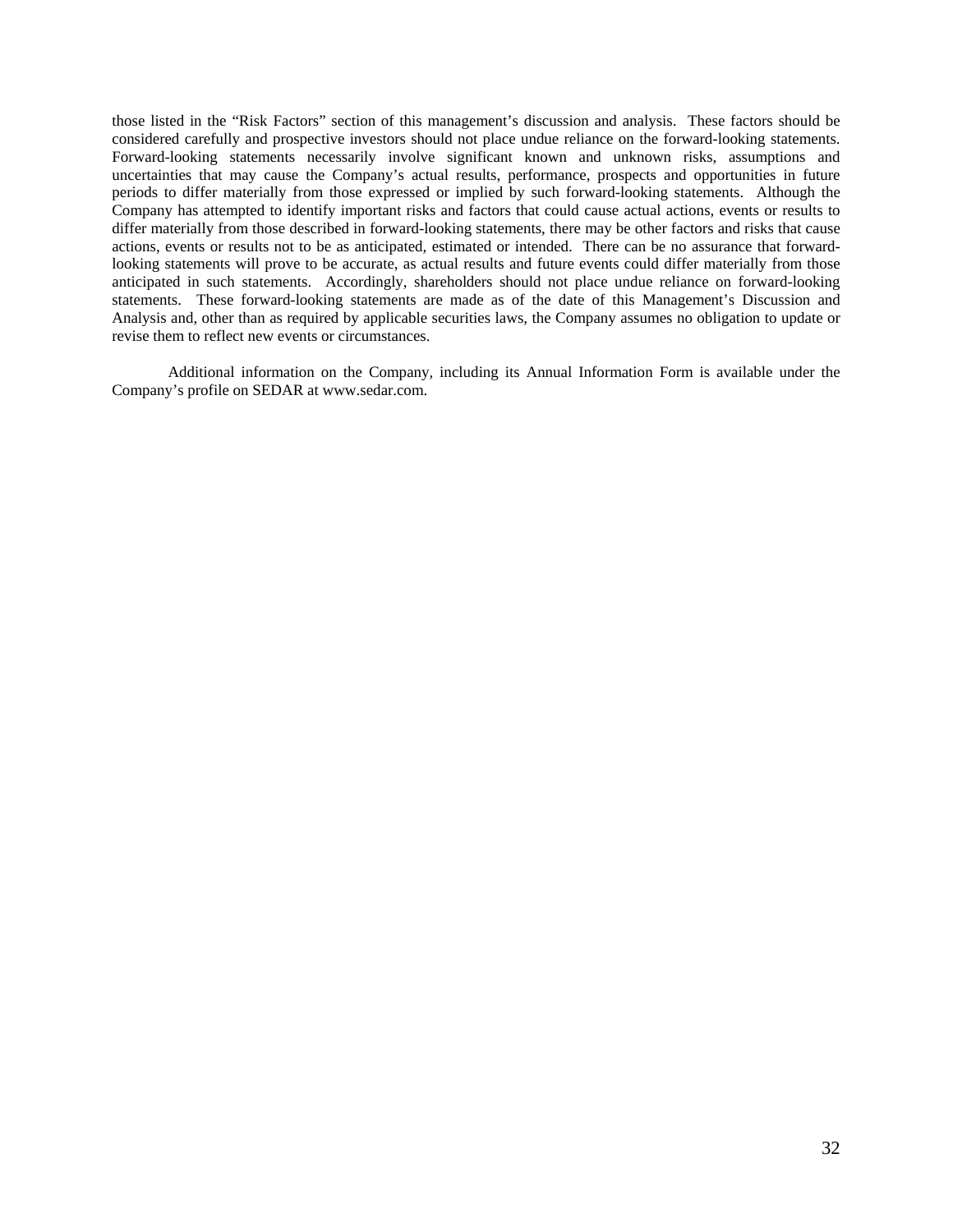those listed in the "Risk Factors" section of this management's discussion and analysis. These factors should be considered carefully and prospective investors should not place undue reliance on the forward-looking statements. Forward-looking statements necessarily involve significant known and unknown risks, assumptions and uncertainties that may cause the Company's actual results, performance, prospects and opportunities in future periods to differ materially from those expressed or implied by such forward-looking statements. Although the Company has attempted to identify important risks and factors that could cause actual actions, events or results to differ materially from those described in forward-looking statements, there may be other factors and risks that cause actions, events or results not to be as anticipated, estimated or intended. There can be no assurance that forward-looking statements will prove to be accurate, as actual results and future events could differ materially from those anticipated in such statements. Accordingly, shareholders should not place undue reliance on forward-looking statements. These forward-looking statements are made as of the date of this Management's Discussion and Analysis and, other than as required by applicable securities laws, the Company assumes no obligation to update or revise them to reflect new events or circumstances.

Additional information on the Company, including its Annual Information Form is available under the Company's profile on SEDAR at www.sedar.com.